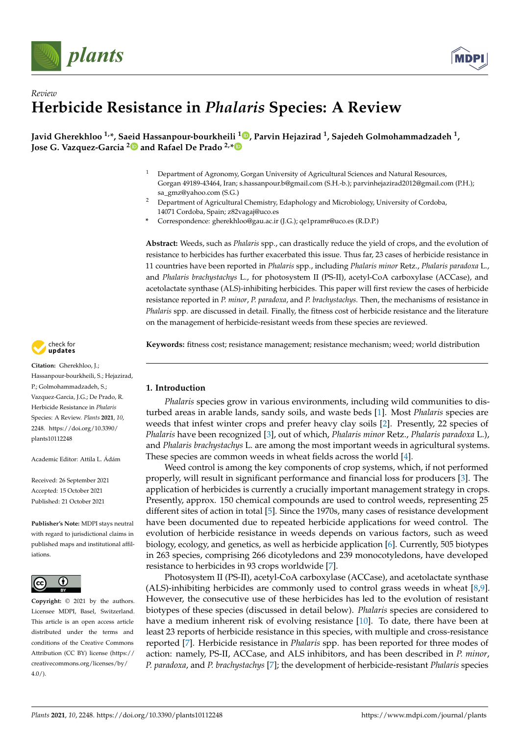*Review*

# Herbicide Resistance in *Phalaris* Species: A Review

**Javid Gherekhloo [1,*], Saeid Hassanpour-bourkheili [1], Parvin Hejazirad [1], Sajedeh Golmohammadzadeh [1], Jose G. Vazquez-Garcia [2] and Rafael De Prado [2,*]**

[1] Department of Agronomy, Gorgan University of Agricultural Sciences and Natural Resources, Gorgan 49189-43464, Iran; s.hassanpour.b@gmail.com (S.H.-b.); parvinhejazirad2012@gmail.com (P.H.); sa_gmz@yahoo.com (S.G.)

[2] Department of Agricultural Chemistry, Edaphology and Microbiology, University of Cordoba, 14071 Cordoba, Spain; z82vagaj@uco.es

[*] Correspondence: gherekhloo@gau.ac.ir (J.G.); qe1pramr@uco.es (R.D.P.)

**Abstract:** Weeds, such as *Phalaris* spp., can drastically reduce the yield of crops, and the evolution of resistance to herbicides has further exacerbated this issue. Thus far, 23 cases of herbicide resistance in 11 countries have been reported in *Phalaris* spp., including *Phalaris minor* Retz., *Phalaris paradoxa* L., and *Phalaris brachystachys* L., for photosystem II (PS-II), acetyl-CoA carboxylase (ACCase), and acetolactate synthase (ALS)-inhibiting herbicides. This paper will first review the cases of herbicide resistance reported in *P. minor*, *P. paradoxa*, and *P. brachystachys*. Then, the mechanisms of resistance in *Phalaris* spp. are discussed in detail. Finally, the fitness cost of herbicide resistance and the literature on the management of herbicide-resistant weeds from these species are reviewed.

**Keywords:** fitness cost; resistance management; resistance mechanism; weed; world distribution

**Citation:** Gherekhloo, J.; Hassanpour-bourkheili, S.; Hejazirad, P.; Golmohammadzadeh, S.; Vazquez-Garcia, J.G.; De Prado, R. Herbicide Resistance in *Phalaris* Species: A Review. *Plants* **2021**, *10*, 2248. https://doi.org/10.3390/plants10112248

Academic Editor: Attila L. Ádám

Received: 26 September 2021
Accepted: 15 October 2021
Published: 21 October 2021

**Publisher's Note:** MDPI stays neutral with regard to jurisdictional claims in published maps and institutional affiliations.

**Copyright:** © 2021 by the authors. Licensee MDPI, Basel, Switzerland. This article is an open access article distributed under the terms and conditions of the Creative Commons Attribution (CC BY) license (https://creativecommons.org/licenses/by/4.0/).

## 1. Introduction

*Phalaris* species grow in various environments, including wild communities to disturbed areas in arable lands, sandy soils, and waste beds [1]. Most *Phalaris* species are weeds that infest winter crops and prefer heavy clay soils [2]. Presently, 22 species of *Phalaris* have been recognized [3], out of which, *Phalaris minor* Retz., *Phalaris paradoxa* L.), and *Phalaris brachystachys* L. are among the most important weeds in agricultural systems. These species are common weeds in wheat fields across the world [4].

Weed control is among the key components of crop systems, which, if not performed properly, will result in significant performance and financial loss for producers [3]. The application of herbicides is currently a crucially important management strategy in crops. Presently, approx. 150 chemical compounds are used to control weeds, representing 25 different sites of action in total [5]. Since the 1970s, many cases of resistance development have been documented due to repeated herbicide applications for weed control. The evolution of herbicide resistance in weeds depends on various factors, such as weed biology, ecology, and genetics, as well as herbicide application [6]. Currently, 505 biotypes in 263 species, comprising 266 dicotyledons and 239 monocotyledons, have developed resistance to herbicides in 93 crops worldwide [7].

Photosystem II (PS-II), acetyl-CoA carboxylase (ACCase), and acetolactate synthase (ALS)-inhibiting herbicides are commonly used to control grass weeds in wheat [8,9]. However, the consecutive use of these herbicides has led to the evolution of resistant biotypes of these species (discussed in detail below). *Phalaris* species are considered to have a medium inherent risk of evolving resistance [10]. To date, there have been at least 23 reports of herbicide resistance in this species, with multiple and cross-resistance reported [7]. Herbicide resistance in *Phalaris* spp. has been reported for three modes of action: namely, PS-II, ACCase, and ALS inhibitors, and has been described in *P. minor*, *P. paradoxa*, and *P. brachystachys* [7]; the development of herbicide-resistant *Phalaris* species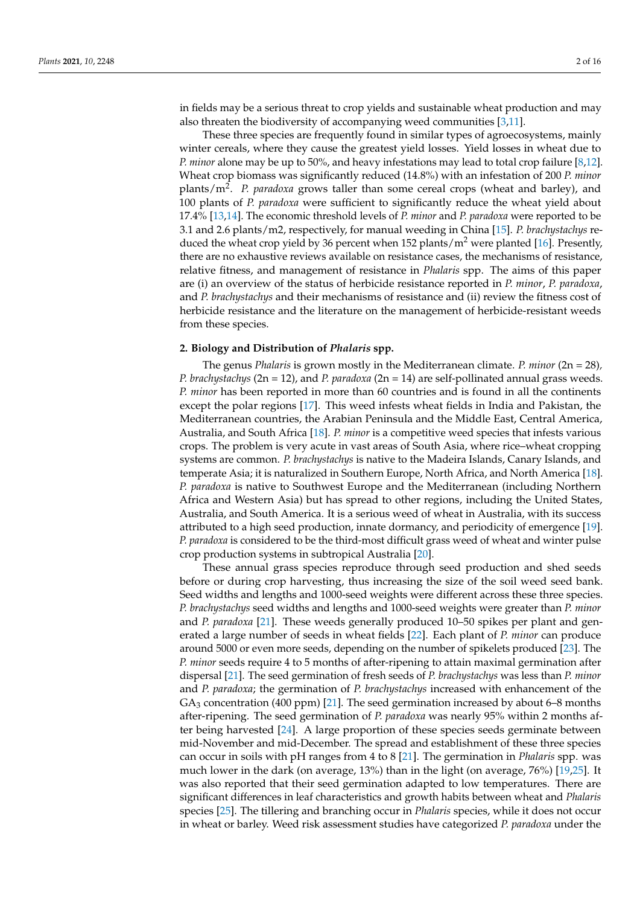in fields may be a serious threat to crop yields and sustainable wheat production and may also threaten the biodiversity of accompanying weed communities [3,11].

These three species are frequently found in similar types of agroecosystems, mainly winter cereals, where they cause the greatest yield losses. Yield losses in wheat due to *P. minor* alone may be up to 50%, and heavy infestations may lead to total crop failure [8,12]. Wheat crop biomass was significantly reduced (14.8%) with an infestation of 200 *P. minor* plants/$m^2$. *P. paradoxa* grows taller than some cereal crops (wheat and barley), and 100 plants of *P. paradoxa* were sufficient to significantly reduce the wheat yield about 17.4% [13,14]. The economic threshold levels of *P. minor* and *P. paradoxa* were reported to be 3.1 and 2.6 plants/m2, respectively, for manual weeding in China [15]. *P. brachystachys* reduced the wheat crop yield by 36 percent when 152 plants/$m^2$ were planted [16]. Presently, there are no exhaustive reviews available on resistance cases, the mechanisms of resistance, relative fitness, and management of resistance in *Phalaris* spp. The aims of this paper are (i) an overview of the status of herbicide resistance reported in *P. minor*, *P. paradoxa*, and *P. brachystachys* and their mechanisms of resistance and (ii) review the fitness cost of herbicide resistance and the literature on the management of herbicide-resistant weeds from these species.

## 2. Biology and Distribution of *Phalaris* spp.

The genus *Phalaris* is grown mostly in the Mediterranean climate. *P. minor* (2n = 28), *P. brachystachys* (2n = 12), and *P. paradoxa* (2n = 14) are self-pollinated annual grass weeds. *P. minor* has been reported in more than 60 countries and is found in all the continents except the polar regions [17]. This weed infests wheat fields in India and Pakistan, the Mediterranean countries, the Arabian Peninsula and the Middle East, Central America, Australia, and South Africa [18]. *P. minor* is a competitive weed species that infests various crops. The problem is very acute in vast areas of South Asia, where rice–wheat cropping systems are common. *P. brachystachys* is native to the Madeira Islands, Canary Islands, and temperate Asia; it is naturalized in Southern Europe, North Africa, and North America [18]. *P. paradoxa* is native to Southwest Europe and the Mediterranean (including Northern Africa and Western Asia) but has spread to other regions, including the United States, Australia, and South America. It is a serious weed of wheat in Australia, with its success attributed to a high seed production, innate dormancy, and periodicity of emergence [19]. *P. paradoxa* is considered to be the third-most difficult grass weed of wheat and winter pulse crop production systems in subtropical Australia [20].

These annual grass species reproduce through seed production and shed seeds before or during crop harvesting, thus increasing the size of the soil weed seed bank. Seed widths and lengths and 1000-seed weights were different across these three species. *P. brachystachys* seed widths and lengths and 1000-seed weights were greater than *P. minor* and *P. paradoxa* [21]. These weeds generally produced 10–50 spikes per plant and generated a large number of seeds in wheat fields [22]. Each plant of *P. minor* can produce around 5000 or even more seeds, depending on the number of spikelets produced [23]. The *P. minor* seeds require 4 to 5 months of after-ripening to attain maximal germination after dispersal [21]. The seed germination of fresh seeds of *P. brachystachys* was less than *P. minor* and *P. paradoxa*; the germination of *P. brachystachys* increased with enhancement of the $GA_3$ concentration (400 ppm) [21]. The seed germination increased by about 6–8 months after-ripening. The seed germination of *P. paradoxa* was nearly 95% within 2 months after being harvested [24]. A large proportion of these species seeds germinate between mid-November and mid-December. The spread and establishment of these three species can occur in soils with pH ranges from 4 to 8 [21]. The germination in *Phalaris* spp. was much lower in the dark (on average, 13%) than in the light (on average, 76%) [19,25]. It was also reported that their seed germination adapted to low temperatures. There are significant differences in leaf characteristics and growth habits between wheat and *Phalaris* species [25]. The tillering and branching occur in *Phalaris* species, while it does not occur in wheat or barley. Weed risk assessment studies have categorized *P. paradoxa* under the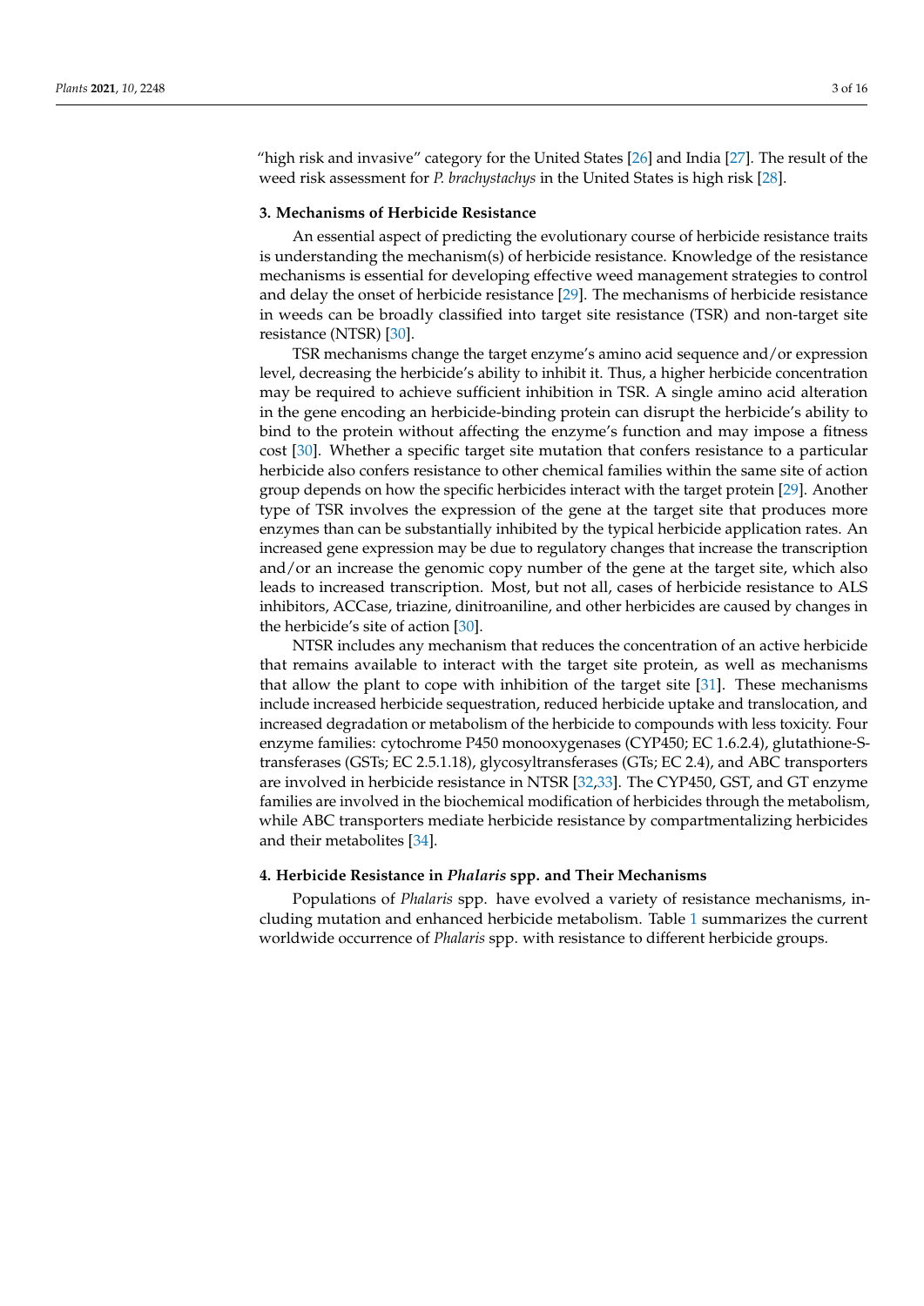"high risk and invasive" category for the United States [26] and India [27]. The result of the weed risk assessment for *P. brachystachys* in the United States is high risk [28].

## 3. Mechanisms of Herbicide Resistance

An essential aspect of predicting the evolutionary course of herbicide resistance traits is understanding the mechanism(s) of herbicide resistance. Knowledge of the resistance mechanisms is essential for developing effective weed management strategies to control and delay the onset of herbicide resistance [29]. The mechanisms of herbicide resistance in weeds can be broadly classified into target site resistance (TSR) and non-target site resistance (NTSR) [30].

TSR mechanisms change the target enzyme's amino acid sequence and/or expression level, decreasing the herbicide's ability to inhibit it. Thus, a higher herbicide concentration may be required to achieve sufficient inhibition in TSR. A single amino acid alteration in the gene encoding an herbicide-binding protein can disrupt the herbicide's ability to bind to the protein without affecting the enzyme's function and may impose a fitness cost [30]. Whether a specific target site mutation that confers resistance to a particular herbicide also confers resistance to other chemical families within the same site of action group depends on how the specific herbicides interact with the target protein [29]. Another type of TSR involves the expression of the gene at the target site that produces more enzymes than can be substantially inhibited by the typical herbicide application rates. An increased gene expression may be due to regulatory changes that increase the transcription and/or an increase the genomic copy number of the gene at the target site, which also leads to increased transcription. Most, but not all, cases of herbicide resistance to ALS inhibitors, ACCase, triazine, dinitroaniline, and other herbicides are caused by changes in the herbicide's site of action [30].

NTSR includes any mechanism that reduces the concentration of an active herbicide that remains available to interact with the target site protein, as well as mechanisms that allow the plant to cope with inhibition of the target site [31]. These mechanisms include increased herbicide sequestration, reduced herbicide uptake and translocation, and increased degradation or metabolism of the herbicide to compounds with less toxicity. Four enzyme families: cytochrome P450 monooxygenases (CYP450; EC 1.6.2.4), glutathione-S-transferases (GSTs; EC 2.5.1.18), glycosyltransferases (GTs; EC 2.4), and ABC transporters are involved in herbicide resistance in NTSR [32,33]. The CYP450, GST, and GT enzyme families are involved in the biochemical modification of herbicides through the metabolism, while ABC transporters mediate herbicide resistance by compartmentalizing herbicides and their metabolites [34].

## 4. Herbicide Resistance in *Phalaris* spp. and Their Mechanisms

Populations of *Phalaris* spp. have evolved a variety of resistance mechanisms, including mutation and enhanced herbicide metabolism. Table 1 summarizes the current worldwide occurrence of *Phalaris* spp. with resistance to different herbicide groups.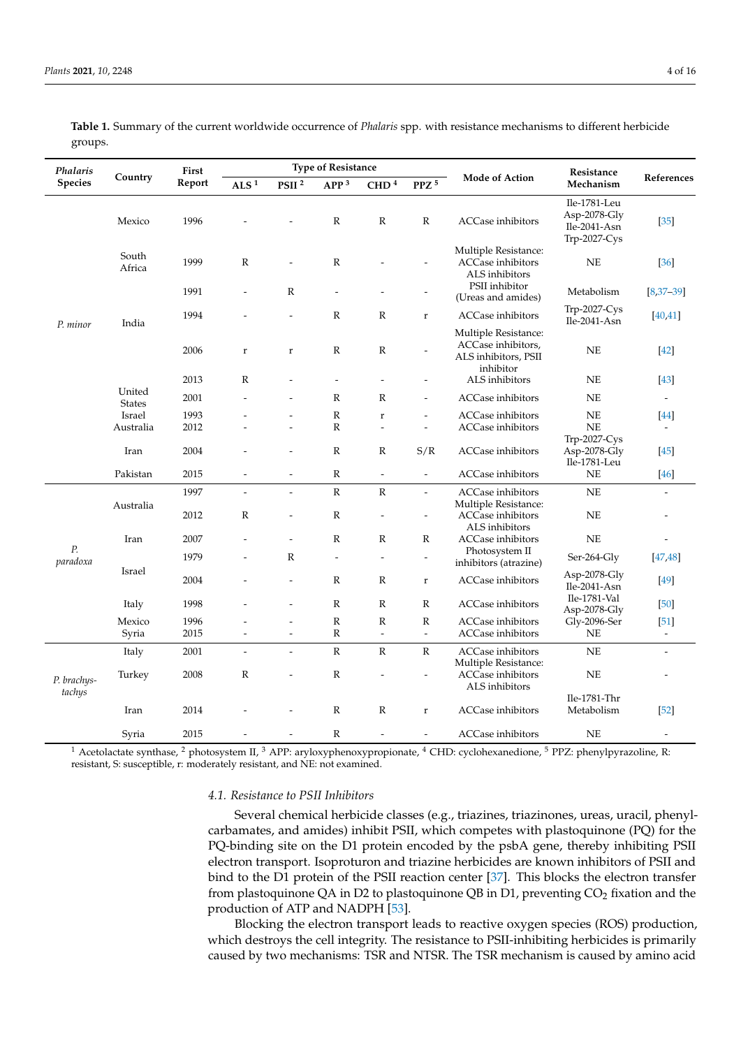**Table 1.** Summary of the current worldwide occurrence of *Phalaris* spp. with resistance mechanisms to different herbicide groups.

| *Phalaris* Species | Country | First Report | Type of Resistance | | | | | Mode of Action | Resistance Mechanism | References |
|---|---|---|---|---|---|---|---|---|---|---|
| | | | ALS [1] | PSII [2] | APP [3] | CHD [4] | PPZ [5] | | | |
| *P. minor* | Mexico | 1996 | - | - | R | R | R | ACCase inhibitors | Ile-1781-Leu Asp-2078-Gly Ile-2041-Asn Trp-2027-Cys | [35] |
| | South Africa | 1999 | R | - | R | - | - | Multiple Resistance: ACCase inhibitors ALS inhibitors | NE | [36] |
| | India | 1991 | - | R | - | - | - | PSII inhibitor (Ureas and amides) | Metabolism | [8,37–39] |
| | | 1994 | - | - | R | R | r | ACCase inhibitors | Trp-2027-Cys Ile-2041-Asn | [40,41] |
| | | 2006 | r | r | R | R | - | Multiple Resistance: ACCase inhibitors, ALS inhibitors, PSII inhibitor | NE | [42] |
| | | 2013 | R | - | - | - | - | ALS inhibitors | NE | [43] |
| | United States | 2001 | - | - | R | R | - | ACCase inhibitors | NE | - |
| | Israel | 1993 | - | - | R | r | - | ACCase inhibitors | NE | [44] |
| | Australia | 2012 | - | - | R | - | - | ACCase inhibitors | NE | - |
| | Iran | 2004 | - | - | R | R | S/R | ACCase inhibitors | Trp-2027-Cys Asp-2078-Gly Ile-1781-Leu | [45] |
| | Pakistan | 2015 | - | - | R | - | - | ACCase inhibitors | NE | [46] |
| *P. paradoxa* | Australia | 1997 | - | - | R | R | - | ACCase inhibitors | NE | - |
| | | 2012 | R | - | R | - | - | Multiple Resistance: ACCase inhibitors ALS inhibitors | NE | - |
| | Iran | 2007 | - | - | R | R | R | ACCase inhibitors | NE | - |
| | Israel | 1979 | - | R | - | - | - | Photosystem II inhibitors (atrazine) | Ser-264-Gly | [47,48] |
| | | 2004 | - | - | R | R | r | ACCase inhibitors | Asp-2078-Gly Ile-2041-Asn | [49] |
| | Italy | 1998 | - | - | R | R | R | ACCase inhibitors | Ile-1781-Val Asp-2078-Gly | [50] |
| | Mexico | 1996 | - | - | R | R | R | ACCase inhibitors | Gly-2096-Ser | [51] |
| | Syria | 2015 | - | - | R | - | - | ACCase inhibitors | NE | - |
| *P. brachystachys* | Italy | 2001 | - | - | R | R | R | ACCase inhibitors | NE | - |
| | Turkey | 2008 | R | - | R | - | - | Multiple Resistance: ACCase inhibitors ALS inhibitors | NE | - |
| | Iran | 2014 | - | - | R | R | r | ACCase inhibitors | Ile-1781-Thr Metabolism | [52] |
| | Syria | 2015 | - | - | R | - | - | ACCase inhibitors | NE | - |

[1] Acetolactate synthase, [2] photosystem II, [3] APP: aryloxyphenoxypropionate, [4] CHD: cyclohexanedione, [5] PPZ: phenylpyrazoline, R: resistant, S: susceptible, r: moderately resistant, and NE: not examined.

### 4.1. Resistance to PSII Inhibitors

Several chemical herbicide classes (e.g., triazines, triazinones, ureas, uracil, phenylcarbamates, and amides) inhibit PSII, which competes with plastoquinone (PQ) for the PQ-binding site on the D1 protein encoded by the psbA gene, thereby inhibiting PSII electron transport. Isoproturon and triazine herbicides are known inhibitors of PSII and bind to the D1 protein of the PSII reaction center [37]. This blocks the electron transfer from plastoquinone QA in D2 to plastoquinone QB in D1, preventing $CO_2$ fixation and the production of ATP and NADPH [53].

Blocking the electron transport leads to reactive oxygen species (ROS) production, which destroys the cell integrity. The resistance to PSII-inhibiting herbicides is primarily caused by two mechanisms: TSR and NTSR. The TSR mechanism is caused by amino acid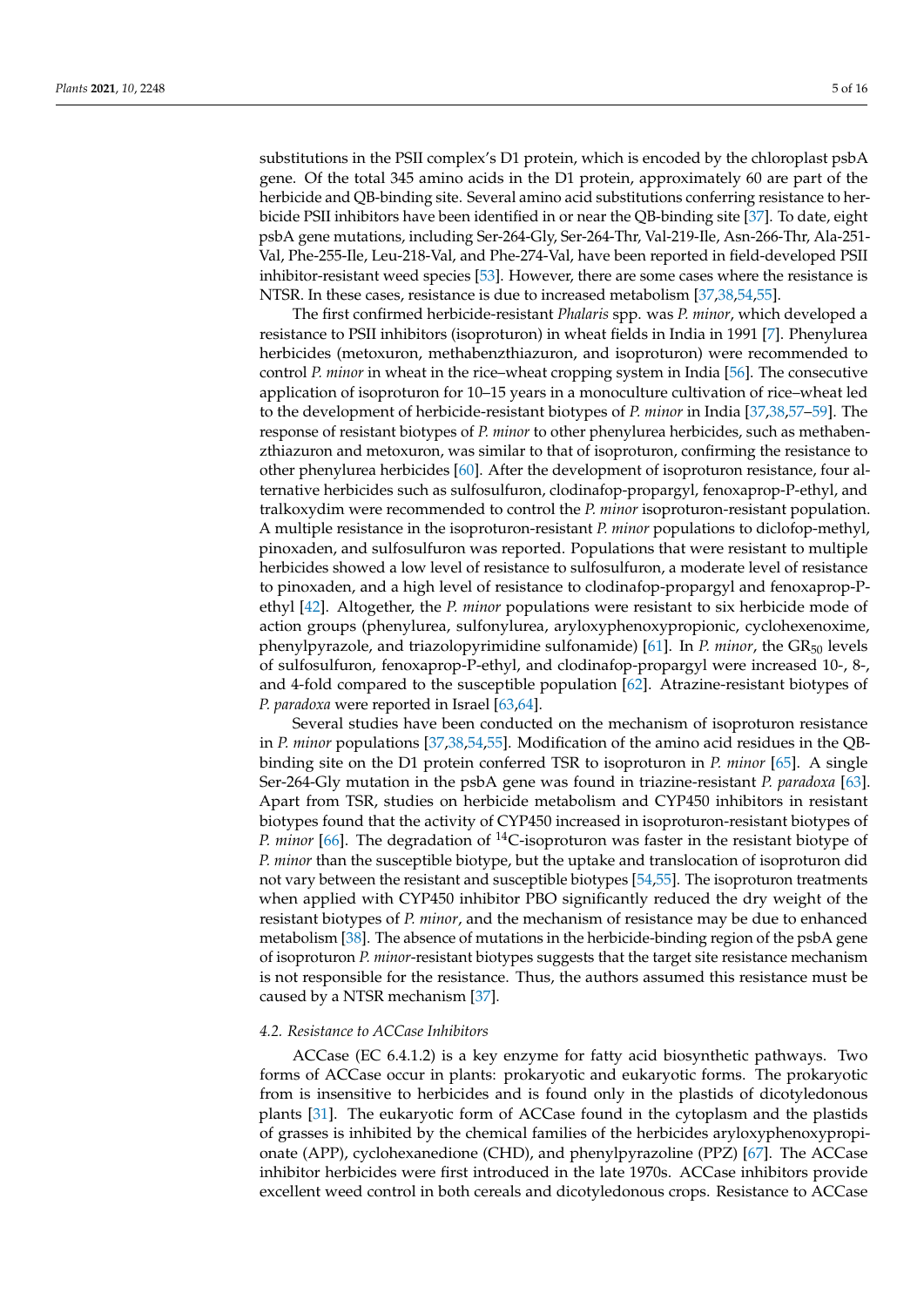substitutions in the PSII complex's D1 protein, which is encoded by the chloroplast psbA gene. Of the total 345 amino acids in the D1 protein, approximately 60 are part of the herbicide and QB-binding site. Several amino acid substitutions conferring resistance to herbicide PSII inhibitors have been identified in or near the QB-binding site [37]. To date, eight psbA gene mutations, including Ser-264-Gly, Ser-264-Thr, Val-219-Ile, Asn-266-Thr, Ala-251-Val, Phe-255-Ile, Leu-218-Val, and Phe-274-Val, have been reported in field-developed PSII inhibitor-resistant weed species [53]. However, there are some cases where the resistance is NTSR. In these cases, resistance is due to increased metabolism [37,38,54,55].

The first confirmed herbicide-resistant *Phalaris* spp. was *P. minor*, which developed a resistance to PSII inhibitors (isoproturon) in wheat fields in India in 1991 [7]. Phenylurea herbicides (metoxuron, methabenzthiazuron, and isoproturon) were recommended to control *P. minor* in wheat in the rice–wheat cropping system in India [56]. The consecutive application of isoproturon for 10–15 years in a monoculture cultivation of rice–wheat led to the development of herbicide-resistant biotypes of *P. minor* in India [37,38,57–59]. The response of resistant biotypes of *P. minor* to other phenylurea herbicides, such as methabenzthiazuron and metoxuron, was similar to that of isoproturon, confirming the resistance to other phenylurea herbicides [60]. After the development of isoproturon resistance, four alternative herbicides such as sulfosulfuron, clodinafop-propargyl, fenoxaprop-P-ethyl, and tralkoxydim were recommended to control the *P. minor* isoproturon-resistant population. A multiple resistance in the isoproturon-resistant *P. minor* populations to diclofop-methyl, pinoxaden, and sulfosulfuron was reported. Populations that were resistant to multiple herbicides showed a low level of resistance to sulfosulfuron, a moderate level of resistance to pinoxaden, and a high level of resistance to clodinafop-propargyl and fenoxaprop-P-ethyl [42]. Altogether, the *P. minor* populations were resistant to six herbicide mode of action groups (phenylurea, sulfonylurea, aryloxyphenoxypropionic, cyclohexenoxime, phenylpyrazole, and triazolopyrimidine sulfonamide) [61]. In *P. minor*, the $GR_{50}$ levels of sulfosulfuron, fenoxaprop-P-ethyl, and clodinafop-propargyl were increased 10-, 8-, and 4-fold compared to the susceptible population [62]. Atrazine-resistant biotypes of *P. paradoxa* were reported in Israel [63,64].

Several studies have been conducted on the mechanism of isoproturon resistance in *P. minor* populations [37,38,54,55]. Modification of the amino acid residues in the QB-binding site on the D1 protein conferred TSR to isoproturon in *P. minor* [65]. A single Ser-264-Gly mutation in the psbA gene was found in triazine-resistant *P. paradoxa* [63]. Apart from TSR, studies on herbicide metabolism and CYP450 inhibitors in resistant biotypes found that the activity of CYP450 increased in isoproturon-resistant biotypes of *P. minor* [66]. The degradation of $^{14}$C-isoproturon was faster in the resistant biotype of *P. minor* than the susceptible biotype, but the uptake and translocation of isoproturon did not vary between the resistant and susceptible biotypes [54,55]. The isoproturon treatments when applied with CYP450 inhibitor PBO significantly reduced the dry weight of the resistant biotypes of *P. minor*, and the mechanism of resistance may be due to enhanced metabolism [38]. The absence of mutations in the herbicide-binding region of the psbA gene of isoproturon *P. minor*-resistant biotypes suggests that the target site resistance mechanism is not responsible for the resistance. Thus, the authors assumed this resistance must be caused by a NTSR mechanism [37].

### *4.2. Resistance to ACCase Inhibitors*

ACCase (EC 6.4.1.2) is a key enzyme for fatty acid biosynthetic pathways. Two forms of ACCase occur in plants: prokaryotic and eukaryotic forms. The prokaryotic from is insensitive to herbicides and is found only in the plastids of dicotyledonous plants [31]. The eukaryotic form of ACCase found in the cytoplasm and the plastids of grasses is inhibited by the chemical families of the herbicides aryloxyphenoxypropionate (APP), cyclohexanedione (CHD), and phenylpyrazoline (PPZ) [67]. The ACCase inhibitor herbicides were first introduced in the late 1970s. ACCase inhibitors provide excellent weed control in both cereals and dicotyledonous crops. Resistance to ACCase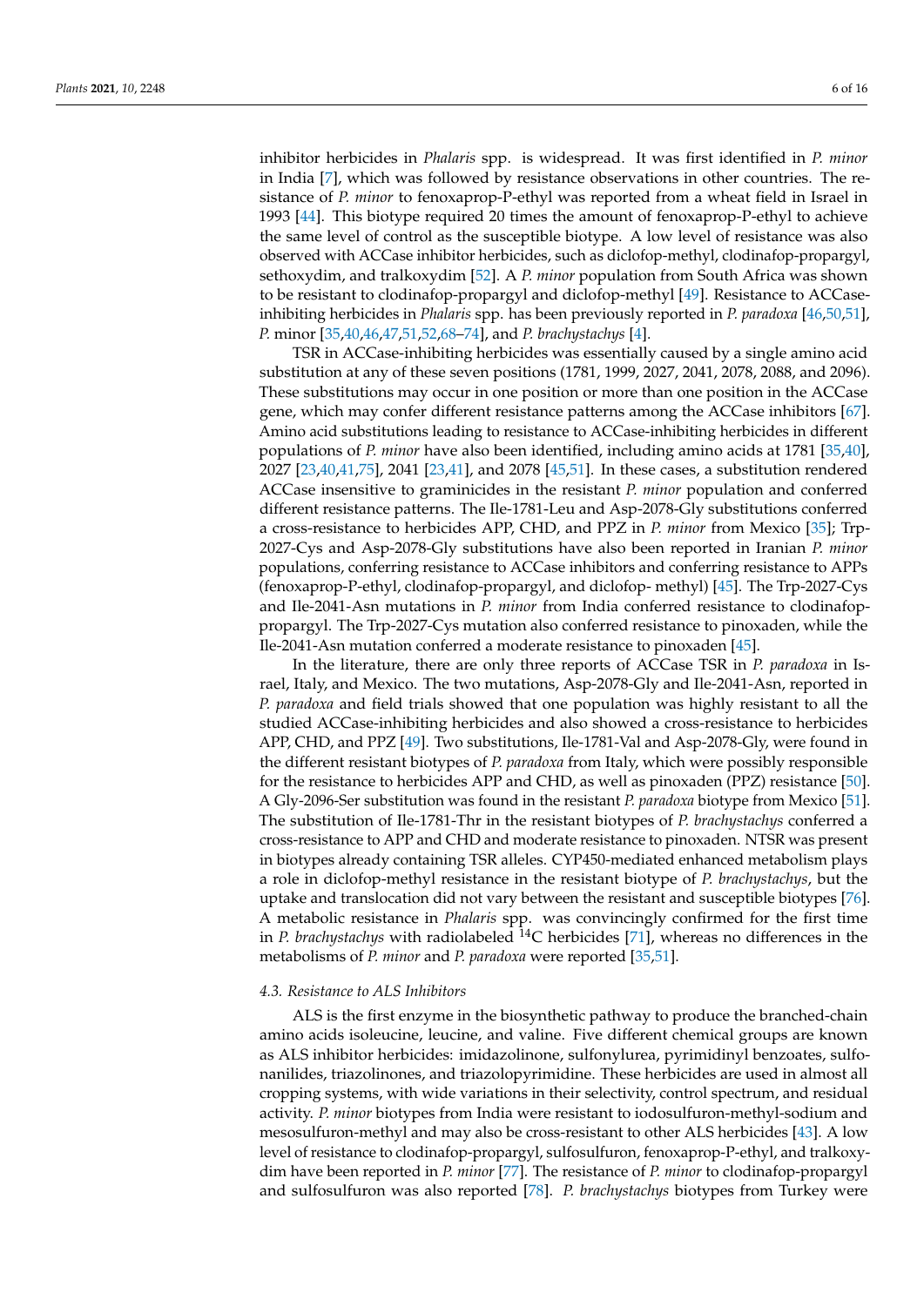inhibitor herbicides in *Phalaris* spp. is widespread. It was first identified in *P. minor* in India [7], which was followed by resistance observations in other countries. The resistance of *P. minor* to fenoxaprop-P-ethyl was reported from a wheat field in Israel in 1993 [44]. This biotype required 20 times the amount of fenoxaprop-P-ethyl to achieve the same level of control as the susceptible biotype. A low level of resistance was also observed with ACCase inhibitor herbicides, such as diclofop-methyl, clodinafop-propargyl, sethoxydim, and tralkoxydim [52]. A *P. minor* population from South Africa was shown to be resistant to clodinafop-propargyl and diclofop-methyl [49]. Resistance to ACCase-inhibiting herbicides in *Phalaris* spp. has been previously reported in *P. paradoxa* [46,50,51], *P.* minor [35,40,46,47,51,52,68–74], and *P. brachystachys* [4].

TSR in ACCase-inhibiting herbicides was essentially caused by a single amino acid substitution at any of these seven positions (1781, 1999, 2027, 2041, 2078, 2088, and 2096). These substitutions may occur in one position or more than one position in the ACCase gene, which may confer different resistance patterns among the ACCase inhibitors [67]. Amino acid substitutions leading to resistance to ACCase-inhibiting herbicides in different populations of *P. minor* have also been identified, including amino acids at 1781 [35,40], 2027 [23,40,41,75], 2041 [23,41], and 2078 [45,51]. In these cases, a substitution rendered ACCase insensitive to graminicides in the resistant *P. minor* population and conferred different resistance patterns. The Ile-1781-Leu and Asp-2078-Gly substitutions conferred a cross-resistance to herbicides APP, CHD, and PPZ in *P. minor* from Mexico [35]; Trp-2027-Cys and Asp-2078-Gly substitutions have also been reported in Iranian *P. minor* populations, conferring resistance to ACCase inhibitors and conferring resistance to APPs (fenoxaprop-P-ethyl, clodinafop-propargyl, and diclofop- methyl) [45]. The Trp-2027-Cys and Ile-2041-Asn mutations in *P. minor* from India conferred resistance to clodinafop-propargyl. The Trp-2027-Cys mutation also conferred resistance to pinoxaden, while the Ile-2041-Asn mutation conferred a moderate resistance to pinoxaden [45].

In the literature, there are only three reports of ACCase TSR in *P. paradoxa* in Israel, Italy, and Mexico. The two mutations, Asp-2078-Gly and Ile-2041-Asn, reported in *P. paradoxa* and field trials showed that one population was highly resistant to all the studied ACCase-inhibiting herbicides and also showed a cross-resistance to herbicides APP, CHD, and PPZ [49]. Two substitutions, Ile-1781-Val and Asp-2078-Gly, were found in the different resistant biotypes of *P. paradoxa* from Italy, which were possibly responsible for the resistance to herbicides APP and CHD, as well as pinoxaden (PPZ) resistance [50]. A Gly-2096-Ser substitution was found in the resistant *P. paradoxa* biotype from Mexico [51]. The substitution of Ile-1781-Thr in the resistant biotypes of *P. brachystachys* conferred a cross-resistance to APP and CHD and moderate resistance to pinoxaden. NTSR was present in biotypes already containing TSR alleles. CYP450-mediated enhanced metabolism plays a role in diclofop-methyl resistance in the resistant biotype of *P. brachystachys*, but the uptake and translocation did not vary between the resistant and susceptible biotypes [76]. A metabolic resistance in *Phalaris* spp. was convincingly confirmed for the first time in *P. brachystachys* with radiolabeled $^{14}C$ herbicides [71], whereas no differences in the metabolisms of *P. minor* and *P. paradoxa* were reported [35,51].

### 4.3. Resistance to ALS Inhibitors

ALS is the first enzyme in the biosynthetic pathway to produce the branched-chain amino acids isoleucine, leucine, and valine. Five different chemical groups are known as ALS inhibitor herbicides: imidazolinone, sulfonylurea, pyrimidinyl benzoates, sulfonanilides, triazolinones, and triazolopyrimidine. These herbicides are used in almost all cropping systems, with wide variations in their selectivity, control spectrum, and residual activity. *P. minor* biotypes from India were resistant to iodosulfuron-methyl-sodium and mesosulfuron-methyl and may also be cross-resistant to other ALS herbicides [43]. A low level of resistance to clodinafop-propargyl, sulfosulfuron, fenoxaprop-P-ethyl, and tralkoxydim have been reported in *P. minor* [77]. The resistance of *P. minor* to clodinafop-propargyl and sulfosulfuron was also reported [78]. *P. brachystachys* biotypes from Turkey were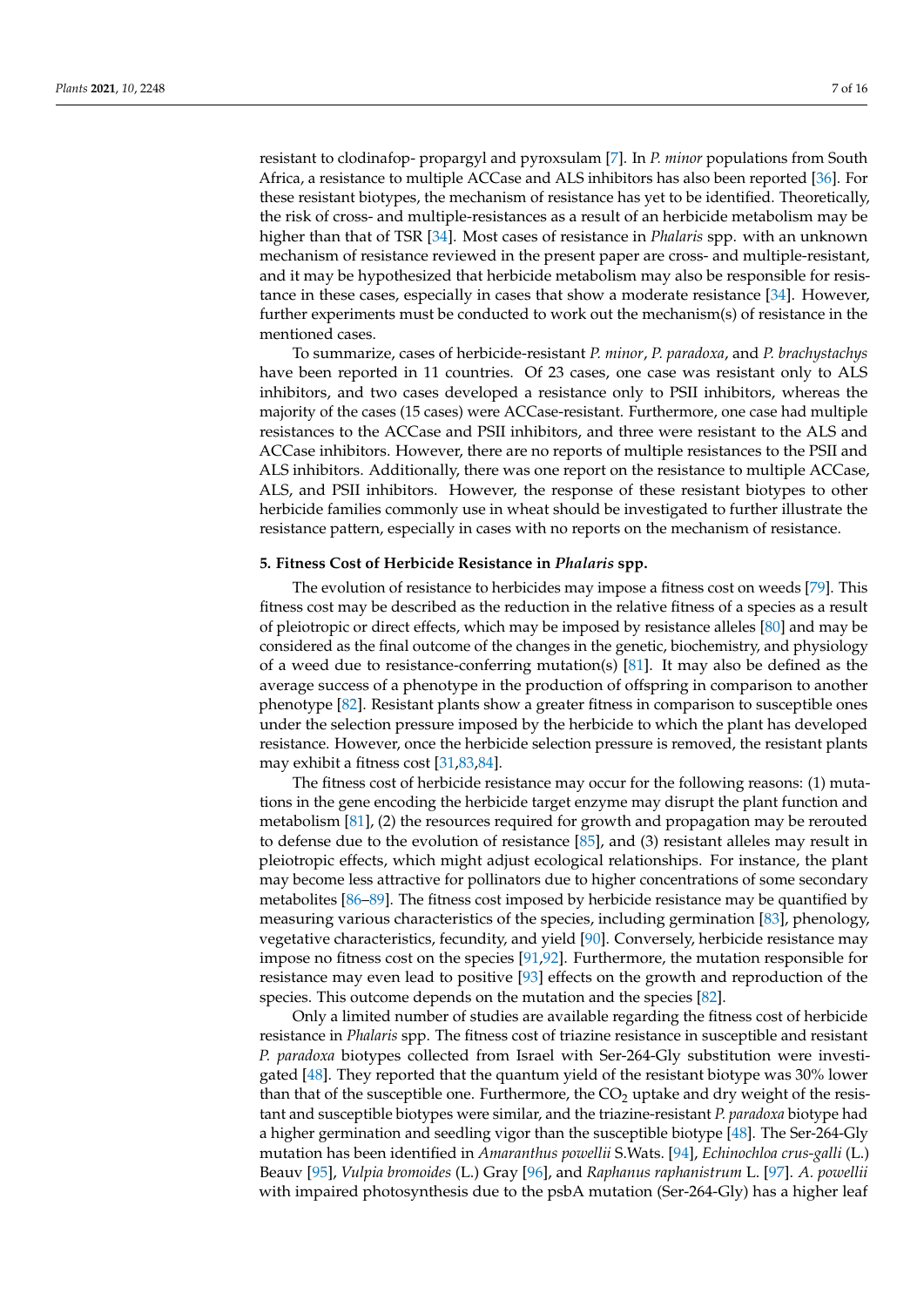resistant to clodinafop- propargyl and pyroxsulam [7]. In *P. minor* populations from South Africa, a resistance to multiple ACCase and ALS inhibitors has also been reported [36]. For these resistant biotypes, the mechanism of resistance has yet to be identified. Theoretically, the risk of cross- and multiple-resistances as a result of an herbicide metabolism may be higher than that of TSR [34]. Most cases of resistance in *Phalaris* spp. with an unknown mechanism of resistance reviewed in the present paper are cross- and multiple-resistant, and it may be hypothesized that herbicide metabolism may also be responsible for resistance in these cases, especially in cases that show a moderate resistance [34]. However, further experiments must be conducted to work out the mechanism(s) of resistance in the mentioned cases.

To summarize, cases of herbicide-resistant *P. minor*, *P. paradoxa*, and *P. brachystachys* have been reported in 11 countries. Of 23 cases, one case was resistant only to ALS inhibitors, and two cases developed a resistance only to PSII inhibitors, whereas the majority of the cases (15 cases) were ACCase-resistant. Furthermore, one case had multiple resistances to the ACCase and PSII inhibitors, and three were resistant to the ALS and ACCase inhibitors. However, there are no reports of multiple resistances to the PSII and ALS inhibitors. Additionally, there was one report on the resistance to multiple ACCase, ALS, and PSII inhibitors. However, the response of these resistant biotypes to other herbicide families commonly use in wheat should be investigated to further illustrate the resistance pattern, especially in cases with no reports on the mechanism of resistance.

## 5. Fitness Cost of Herbicide Resistance in *Phalaris* spp.

The evolution of resistance to herbicides may impose a fitness cost on weeds [79]. This fitness cost may be described as the reduction in the relative fitness of a species as a result of pleiotropic or direct effects, which may be imposed by resistance alleles [80] and may be considered as the final outcome of the changes in the genetic, biochemistry, and physiology of a weed due to resistance-conferring mutation(s) [81]. It may also be defined as the average success of a phenotype in the production of offspring in comparison to another phenotype [82]. Resistant plants show a greater fitness in comparison to susceptible ones under the selection pressure imposed by the herbicide to which the plant has developed resistance. However, once the herbicide selection pressure is removed, the resistant plants may exhibit a fitness cost [31,83,84].

The fitness cost of herbicide resistance may occur for the following reasons: (1) mutations in the gene encoding the herbicide target enzyme may disrupt the plant function and metabolism [81], (2) the resources required for growth and propagation may be rerouted to defense due to the evolution of resistance [85], and (3) resistant alleles may result in pleiotropic effects, which might adjust ecological relationships. For instance, the plant may become less attractive for pollinators due to higher concentrations of some secondary metabolites [86–89]. The fitness cost imposed by herbicide resistance may be quantified by measuring various characteristics of the species, including germination [83], phenology, vegetative characteristics, fecundity, and yield [90]. Conversely, herbicide resistance may impose no fitness cost on the species [91,92]. Furthermore, the mutation responsible for resistance may even lead to positive [93] effects on the growth and reproduction of the species. This outcome depends on the mutation and the species [82].

Only a limited number of studies are available regarding the fitness cost of herbicide resistance in *Phalaris* spp. The fitness cost of triazine resistance in susceptible and resistant *P. paradoxa* biotypes collected from Israel with Ser-264-Gly substitution were investigated [48]. They reported that the quantum yield of the resistant biotype was 30% lower than that of the susceptible one. Furthermore, the $CO_2$ uptake and dry weight of the resistant and susceptible biotypes were similar, and the triazine-resistant *P. paradoxa* biotype had a higher germination and seedling vigor than the susceptible biotype [48]. The Ser-264-Gly mutation has been identified in *Amaranthus powellii* S.Wats. [94], *Echinochloa crus-galli* (L.) Beauv [95], *Vulpia bromoides* (L.) Gray [96], and *Raphanus raphanistrum* L. [97]. *A. powellii* with impaired photosynthesis due to the psbA mutation (Ser-264-Gly) has a higher leaf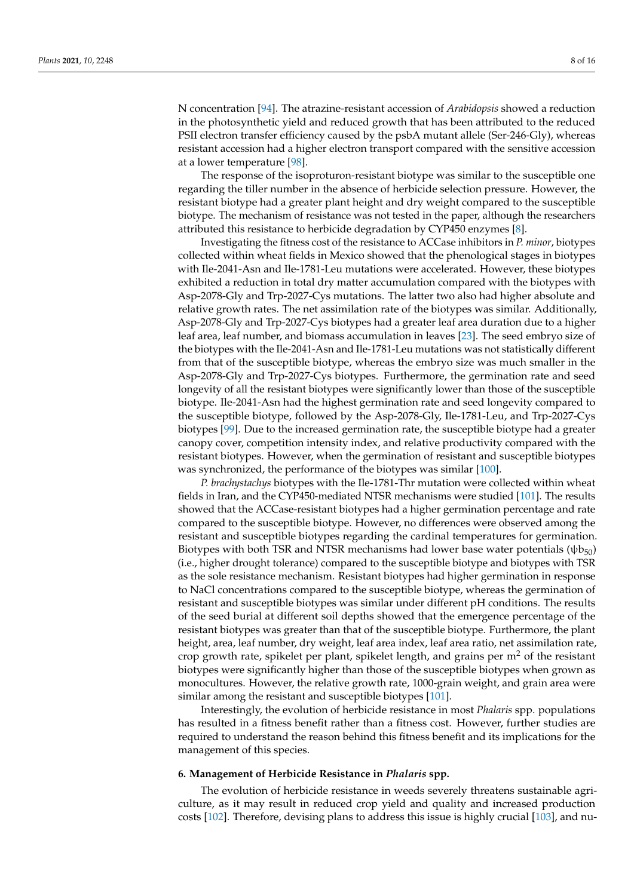N concentration [94]. The atrazine-resistant accession of *Arabidopsis* showed a reduction in the photosynthetic yield and reduced growth that has been attributed to the reduced PSII electron transfer efficiency caused by the psbA mutant allele (Ser-246-Gly), whereas resistant accession had a higher electron transport compared with the sensitive accession at a lower temperature [98].

The response of the isoproturon-resistant biotype was similar to the susceptible one regarding the tiller number in the absence of herbicide selection pressure. However, the resistant biotype had a greater plant height and dry weight compared to the susceptible biotype. The mechanism of resistance was not tested in the paper, although the researchers attributed this resistance to herbicide degradation by CYP450 enzymes [8].

Investigating the fitness cost of the resistance to ACCase inhibitors in *P. minor*, biotypes collected within wheat fields in Mexico showed that the phenological stages in biotypes with Ile-2041-Asn and Ile-1781-Leu mutations were accelerated. However, these biotypes exhibited a reduction in total dry matter accumulation compared with the biotypes with Asp-2078-Gly and Trp-2027-Cys mutations. The latter two also had higher absolute and relative growth rates. The net assimilation rate of the biotypes was similar. Additionally, Asp-2078-Gly and Trp-2027-Cys biotypes had a greater leaf area duration due to a higher leaf area, leaf number, and biomass accumulation in leaves [23]. The seed embryo size of the biotypes with the Ile-2041-Asn and Ile-1781-Leu mutations was not statistically different from that of the susceptible biotype, whereas the embryo size was much smaller in the Asp-2078-Gly and Trp-2027-Cys biotypes. Furthermore, the germination rate and seed longevity of all the resistant biotypes were significantly lower than those of the susceptible biotype. Ile-2041-Asn had the highest germination rate and seed longevity compared to the susceptible biotype, followed by the Asp-2078-Gly, Ile-1781-Leu, and Trp-2027-Cys biotypes [99]. Due to the increased germination rate, the susceptible biotype had a greater canopy cover, competition intensity index, and relative productivity compared with the resistant biotypes. However, when the germination of resistant and susceptible biotypes was synchronized, the performance of the biotypes was similar [100].

*P. brachystachys* biotypes with the Ile-1781-Thr mutation were collected within wheat fields in Iran, and the CYP450-mediated NTSR mechanisms were studied [101]. The results showed that the ACCase-resistant biotypes had a higher germination percentage and rate compared to the susceptible biotype. However, no differences were observed among the resistant and susceptible biotypes regarding the cardinal temperatures for germination. Biotypes with both TSR and NTSR mechanisms had lower base water potentials ($\psi b_{50}$) (i.e., higher drought tolerance) compared to the susceptible biotype and biotypes with TSR as the sole resistance mechanism. Resistant biotypes had higher germination in response to NaCl concentrations compared to the susceptible biotype, whereas the germination of resistant and susceptible biotypes was similar under different pH conditions. The results of the seed burial at different soil depths showed that the emergence percentage of the resistant biotypes was greater than that of the susceptible biotype. Furthermore, the plant height, area, leaf number, dry weight, leaf area index, leaf area ratio, net assimilation rate, crop growth rate, spikelet per plant, spikelet length, and grains per $m^2$ of the resistant biotypes were significantly higher than those of the susceptible biotypes when grown as monocultures. However, the relative growth rate, 1000-grain weight, and grain area were similar among the resistant and susceptible biotypes [101].

Interestingly, the evolution of herbicide resistance in most *Phalaris* spp. populations has resulted in a fitness benefit rather than a fitness cost. However, further studies are required to understand the reason behind this fitness benefit and its implications for the management of this species.

## 6. Management of Herbicide Resistance in *Phalaris* spp.

The evolution of herbicide resistance in weeds severely threatens sustainable agriculture, as it may result in reduced crop yield and quality and increased production costs [102]. Therefore, devising plans to address this issue is highly crucial [103], and nu-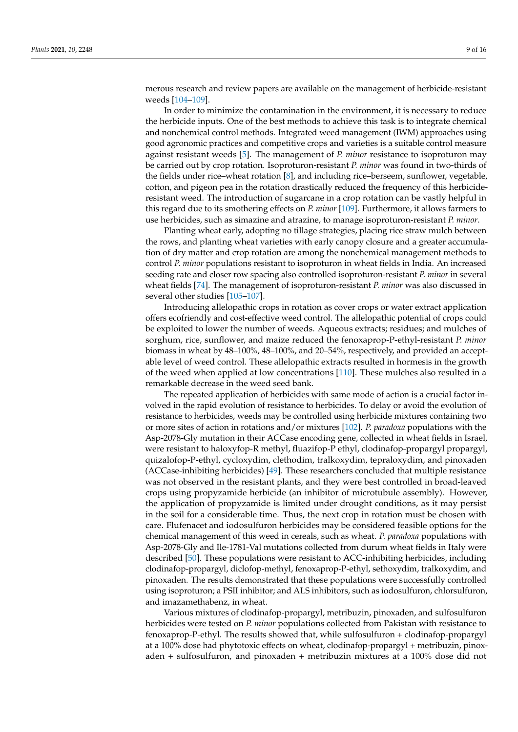merous research and review papers are available on the management of herbicide-resistant weeds [104–109].

In order to minimize the contamination in the environment, it is necessary to reduce the herbicide inputs. One of the best methods to achieve this task is to integrate chemical and nonchemical control methods. Integrated weed management (IWM) approaches using good agronomic practices and competitive crops and varieties is a suitable control measure against resistant weeds [5]. The management of *P. minor* resistance to isoproturon may be carried out by crop rotation. Isoproturon-resistant *P. minor* was found in two-thirds of the fields under rice–wheat rotation [8], and including rice–berseem, sunflower, vegetable, cotton, and pigeon pea in the rotation drastically reduced the frequency of this herbicide-resistant weed. The introduction of sugarcane in a crop rotation can be vastly helpful in this regard due to its smothering effects on *P. minor* [109]. Furthermore, it allows farmers to use herbicides, such as simazine and atrazine, to manage isoproturon-resistant *P. minor*.

Planting wheat early, adopting no tillage strategies, placing rice straw mulch between the rows, and planting wheat varieties with early canopy closure and a greater accumulation of dry matter and crop rotation are among the nonchemical management methods to control *P. minor* populations resistant to isoproturon in wheat fields in India. An increased seeding rate and closer row spacing also controlled isoproturon-resistant *P. minor* in several wheat fields [74]. The management of isoproturon-resistant *P. minor* was also discussed in several other studies [105–107].

Introducing allelopathic crops in rotation as cover crops or water extract application offers ecofriendly and cost-effective weed control. The allelopathic potential of crops could be exploited to lower the number of weeds. Aqueous extracts; residues; and mulches of sorghum, rice, sunflower, and maize reduced the fenoxaprop-P-ethyl-resistant *P. minor* biomass in wheat by 48–100%, 48–100%, and 20–54%, respectively, and provided an acceptable level of weed control. These allelopathic extracts resulted in hormesis in the growth of the weed when applied at low concentrations [110]. These mulches also resulted in a remarkable decrease in the weed seed bank.

The repeated application of herbicides with same mode of action is a crucial factor involved in the rapid evolution of resistance to herbicides. To delay or avoid the evolution of resistance to herbicides, weeds may be controlled using herbicide mixtures containing two or more sites of action in rotations and/or mixtures [102]. *P. paradoxa* populations with the Asp-2078-Gly mutation in their ACCase encoding gene, collected in wheat fields in Israel, were resistant to haloxyfop-R methyl, fluazifop-P ethyl, clodinafop-propargyl propargyl, quizalofop-P-ethyl, cycloxydim, clethodim, tralkoxydim, tepraloxydim, and pinoxaden (ACCase-inhibiting herbicides) [49]. These researchers concluded that multiple resistance was not observed in the resistant plants, and they were best controlled in broad-leaved crops using propyzamide herbicide (an inhibitor of microtubule assembly). However, the application of propyzamide is limited under drought conditions, as it may persist in the soil for a considerable time. Thus, the next crop in rotation must be chosen with care. Flufenacet and iodosulfuron herbicides may be considered feasible options for the chemical management of this weed in cereals, such as wheat. *P. paradoxa* populations with Asp-2078-Gly and Ile-1781-Val mutations collected from durum wheat fields in Italy were described [50]. These populations were resistant to ACC-inhibiting herbicides, including clodinafop-propargyl, diclofop-methyl, fenoxaprop-P-ethyl, sethoxydim, tralkoxydim, and pinoxaden. The results demonstrated that these populations were successfully controlled using isoproturon; a PSII inhibitor; and ALS inhibitors, such as iodosulfuron, chlorsulfuron, and imazamethabenz, in wheat.

Various mixtures of clodinafop-propargyl, metribuzin, pinoxaden, and sulfosulfuron herbicides were tested on *P. minor* populations collected from Pakistan with resistance to fenoxaprop-P-ethyl. The results showed that, while sulfosulfuron + clodinafop-propargyl at a 100% dose had phytotoxic effects on wheat, clodinafop-propargyl + metribuzin, pinoxaden + sulfosulfuron, and pinoxaden + metribuzin mixtures at a 100% dose did not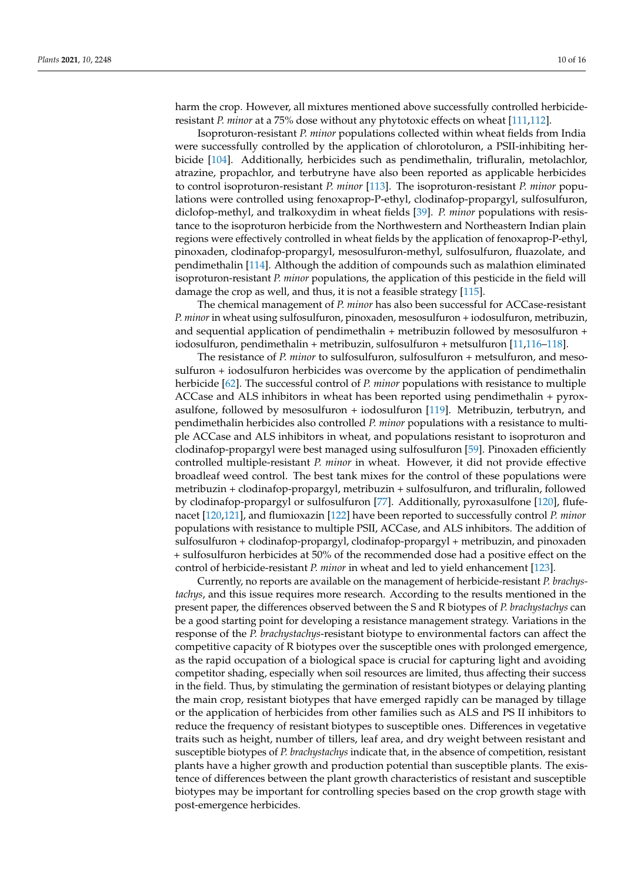harm the crop. However, all mixtures mentioned above successfully controlled herbicide-resistant *P. minor* at a 75% dose without any phytotoxic effects on wheat [111,112].

Isoproturon-resistant *P. minor* populations collected within wheat fields from India were successfully controlled by the application of chlorotoluron, a PSII-inhibiting herbicide [104]. Additionally, herbicides such as pendimethalin, trifluralin, metolachlor, atrazine, propachlor, and terbutryne have also been reported as applicable herbicides to control isoproturon-resistant *P. minor* [113]. The isoproturon-resistant *P. minor* populations were controlled using fenoxaprop-P-ethyl, clodinafop-propargyl, sulfosulfuron, diclofop-methyl, and tralkoxydim in wheat fields [39]. *P. minor* populations with resistance to the isoproturon herbicide from the Northwestern and Northeastern Indian plain regions were effectively controlled in wheat fields by the application of fenoxaprop-P-ethyl, pinoxaden, clodinafop-propargyl, mesosulfuron-methyl, sulfosulfuron, fluazolate, and pendimethalin [114]. Although the addition of compounds such as malathion eliminated isoproturon-resistant *P. minor* populations, the application of this pesticide in the field will damage the crop as well, and thus, it is not a feasible strategy [115].

The chemical management of *P. minor* has also been successful for ACCase-resistant *P. minor* in wheat using sulfosulfuron, pinoxaden, mesosulfuron + iodosulfuron, metribuzin, and sequential application of pendimethalin + metribuzin followed by mesosulfuron + iodosulfuron, pendimethalin + metribuzin, sulfosulfuron + metsulfuron [11,116–118].

The resistance of *P. minor* to sulfosulfuron, sulfosulfuron + metsulfuron, and mesosulfuron + iodosulfuron herbicides was overcome by the application of pendimethalin herbicide [62]. The successful control of *P. minor* populations with resistance to multiple ACCase and ALS inhibitors in wheat has been reported using pendimethalin + pyroxasulfone, followed by mesosulfuron + iodosulfuron [119]. Metribuzin, terbutryn, and pendimethalin herbicides also controlled *P. minor* populations with a resistance to multiple ACCase and ALS inhibitors in wheat, and populations resistant to isoproturon and clodinafop-propargyl were best managed using sulfosulfuron [59]. Pinoxaden efficiently controlled multiple-resistant *P. minor* in wheat. However, it did not provide effective broadleaf weed control. The best tank mixes for the control of these populations were metribuzin + clodinafop-propargyl, metribuzin + sulfosulfuron, and trifluralin, followed by clodinafop-propargyl or sulfosulfuron [77]. Additionally, pyroxasulfone [120], flufenacet [120,121], and flumioxazin [122] have been reported to successfully control *P. minor* populations with resistance to multiple PSII, ACCase, and ALS inhibitors. The addition of sulfosulfuron + clodinafop-propargyl, clodinafop-propargyl + metribuzin, and pinoxaden + sulfosulfuron herbicides at 50% of the recommended dose had a positive effect on the control of herbicide-resistant *P. minor* in wheat and led to yield enhancement [123].

Currently, no reports are available on the management of herbicide-resistant *P. brachystachys*, and this issue requires more research. According to the results mentioned in the present paper, the differences observed between the S and R biotypes of *P. brachystachys* can be a good starting point for developing a resistance management strategy. Variations in the response of the *P. brachystachys*-resistant biotype to environmental factors can affect the competitive capacity of R biotypes over the susceptible ones with prolonged emergence, as the rapid occupation of a biological space is crucial for capturing light and avoiding competitor shading, especially when soil resources are limited, thus affecting their success in the field. Thus, by stimulating the germination of resistant biotypes or delaying planting the main crop, resistant biotypes that have emerged rapidly can be managed by tillage or the application of herbicides from other families such as ALS and PS II inhibitors to reduce the frequency of resistant biotypes to susceptible ones. Differences in vegetative traits such as height, number of tillers, leaf area, and dry weight between resistant and susceptible biotypes of *P. brachystachys* indicate that, in the absence of competition, resistant plants have a higher growth and production potential than susceptible plants. The existence of differences between the plant growth characteristics of resistant and susceptible biotypes may be important for controlling species based on the crop growth stage with post-emergence herbicides.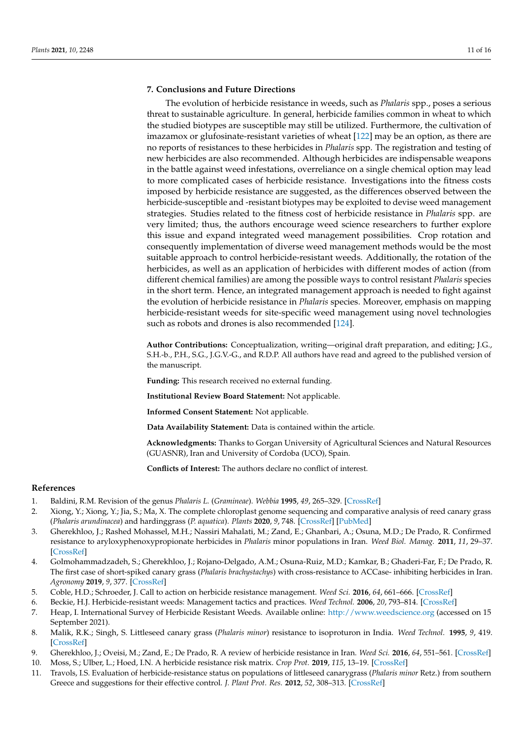## 7. Conclusions and Future Directions

The evolution of herbicide resistance in weeds, such as *Phalaris* spp., poses a serious threat to sustainable agriculture. In general, herbicide families common in wheat to which the studied biotypes are susceptible may still be utilized. Furthermore, the cultivation of imazamox or glufosinate-resistant varieties of wheat [122] may be an option, as there are no reports of resistances to these herbicides in *Phalaris* spp. The registration and testing of new herbicides are also recommended. Although herbicides are indispensable weapons in the battle against weed infestations, overreliance on a single chemical option may lead to more complicated cases of herbicide resistance. Investigations into the fitness costs imposed by herbicide resistance are suggested, as the differences observed between the herbicide-susceptible and -resistant biotypes may be exploited to devise weed management strategies. Studies related to the fitness cost of herbicide resistance in *Phalaris* spp. are very limited; thus, the authors encourage weed science researchers to further explore this issue and expand integrated weed management possibilities. Crop rotation and consequently implementation of diverse weed management methods would be the most suitable approach to control herbicide-resistant weeds. Additionally, the rotation of the herbicides, as well as an application of herbicides with different modes of action (from different chemical families) are among the possible ways to control resistant *Phalaris* species in the short term. Hence, an integrated management approach is needed to fight against the evolution of herbicide resistance in *Phalaris* species. Moreover, emphasis on mapping herbicide-resistant weeds for site-specific weed management using novel technologies such as robots and drones is also recommended [124].

**Author Contributions:** Conceptualization, writing—original draft preparation, and editing; J.G., S.H.-b., P.H., S.G., J.G.V.-G., and R.D.P. All authors have read and agreed to the published version of the manuscript.

**Funding:** This research received no external funding.

**Institutional Review Board Statement:** Not applicable.

**Informed Consent Statement:** Not applicable.

**Data Availability Statement:** Data is contained within the article.

**Acknowledgments:** Thanks to Gorgan University of Agricultural Sciences and Natural Resources (GUASNR), Iran and University of Cordoba (UCO), Spain.

**Conflicts of Interest:** The authors declare no conflict of interest.

## References

1. Baldini, R.M. Revision of the genus *Phalaris L.* (*Gramineae*). *Webbia* **1995**, *49*, 265–329. [CrossRef]
2. Xiong, Y.; Xiong, Y.; Jia, S.; Ma, X. The complete chloroplast genome sequencing and comparative analysis of reed canary grass (*Phalaris arundinacea*) and hardinggrass (*P. aquatica*). *Plants* **2020**, *9*, 748. [CrossRef] [PubMed]
3. Gherekhloo, J.; Rashed Mohassel, M.H.; Nassiri Mahalati, M.; Zand, E.; Ghanbari, A.; Osuna, M.D.; De Prado, R. Confirmed resistance to aryloxyphenoxypropionate herbicides in *Phalaris* minor populations in Iran. *Weed Biol. Manag.* **2011**, *11*, 29–37. [CrossRef]
4. Golmohammadzadeh, S.; Gherekhloo, J.; Rojano-Delgado, A.M.; Osuna-Ruiz, M.D.; Kamkar, B.; Ghaderi-Far, F.; De Prado, R. The first case of short-spiked canary grass (*Phalaris brachystachys*) with cross-resistance to ACCase- inhibiting herbicides in Iran. *Agronomy* **2019**, *9*, 377. [CrossRef]
5. Coble, H.D.; Schroeder, J. Call to action on herbicide resistance management. *Weed Sci.* **2016**, *64*, 661–666. [CrossRef]
6. Beckie, H.J. Herbicide-resistant weeds: Management tactics and practices. *Weed Technol.* **2006**, *20*, 793–814. [CrossRef]
7. Heap, I. International Survey of Herbicide Resistant Weeds. Available online: http://www.weedscience.org (accessed on 15 September 2021).
8. Malik, R.K.; Singh, S. Littleseed canary grass (*Phalaris minor*) resistance to isoproturon in India. *Weed Technol.* **1995**, *9*, 419. [CrossRef]
9. Gherekhloo, J.; Oveisi, M.; Zand, E.; De Prado, R. A review of herbicide resistance in Iran. *Weed Sci.* **2016**, *64*, 551–561. [CrossRef]
10. Moss, S.; Ulber, L.; Hoed, I.N. A herbicide resistance risk matrix. *Crop Prot.* **2019**, *115*, 13–19. [CrossRef]
11. Travlos, I.S. Evaluation of herbicide-resistance status on populations of littleseed canarygrass (*Phalaris minor* Retz.) from southern Greece and suggestions for their effective control. *J. Plant Prot. Res.* **2012**, *52*, 308–313. [CrossRef]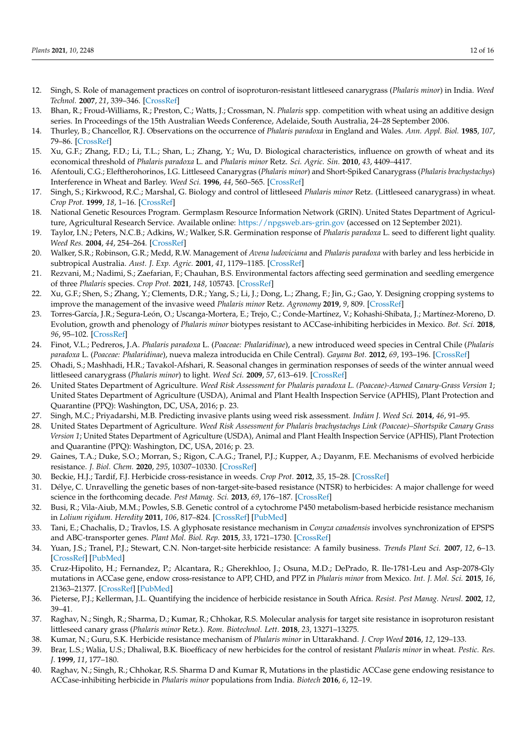12. Singh, S. Role of management practices on control of isoproturon-resistant littleseed canarygrass (*Phalaris minor*) in India. *Weed Technol.* **2007**, *21*, 339–346. [CrossRef]
13. Bhan, R.; Froud-Williams, R.; Preston, C.; Watts, J.; Crossman, N. *Phalaris* spp. competition with wheat using an additive design series. In Proceedings of the 15th Australian Weeds Conference, Adelaide, South Australia, 24–28 September 2006.
14. Thurley, B.; Chancellor, R.J. Observations on the occurrence of *Phalaris paradoxa* in England and Wales. *Ann. Appl. Biol.* **1985**, *107*, 79–86. [CrossRef]
15. Xu, G.F.; Zhang, F.D.; Li, T.L.; Shan, L.; Zhang, Y.; Wu, D. Biological characteristics, influence on growth of wheat and its economical threshold of *Phalaris paradoxa* L. and *Phalaris minor* Retz. *Sci. Agric. Sin.* **2010**, *43*, 4409–4417.
16. Afentouli, C.G.; Eleftherohorinos, I.G. Littleseed Canarygras (*Phalaris minor*) and Short-Spiked Canarygrass (*Phalaris brachystachys*) Interference in Wheat and Barley. *Weed Sci.* **1996**, *44*, 560–565. [CrossRef]
17. Singh, S.; Kirkwood, R.C.; Marshal, G. Biology and control of littleseed *Phalaris minor* Retz. (Littleseed canarygrass) in wheat. *Crop Prot.* **1999**, *18*, 1–16. [CrossRef]
18. National Genetic Resources Program. Germplasm Resource Information Network (GRIN). United States Department of Agriculture, Agricultural Research Service. Available online: https://npgsweb.ars-grin.gov (accessed on 12 September 2021).
19. Taylor, I.N.; Peters, N.C.B.; Adkins, W.; Walker, S.R. Germination response of *Phalaris paradoxa* L. seed to different light quality. *Weed Res.* **2004**, *44*, 254–264. [CrossRef]
20. Walker, S.R.; Robinson, G.R.; Medd, R.W. Management of *Avena ludoviciana* and *Phalaris paradoxa* with barley and less herbicide in subtropical Australia. *Aust. J. Exp. Agric.* **2001**, *41*, 1179–1185. [CrossRef]
21. Rezvani, M.; Nadimi, S.; Zaefarian, F.; Chauhan, B.S. Environmental factors affecting seed germination and seedling emergence of three *Phalaris* species. *Crop Prot.* **2021**, *148*, 105743. [CrossRef]
22. Xu, G.F.; Shen, S.; Zhang, Y.; Clements, D.R.; Yang, S.; Li, J.; Dong, L.; Zhang, F.; Jin, G.; Gao, Y. Designing cropping systems to improve the management of the invasive weed *Phalaris minor* Retz. *Agronomy* **2019**, *9*, 809. [CrossRef]
23. Torres-García, J.R.; Segura-León, O.; Uscanga-Mortera, E.; Trejo, C.; Conde-Martínez, V.; Kohashi-Shibata, J.; Martínez-Moreno, D. Evolution, growth and phenology of *Phalaris minor* biotypes resistant to ACCase-inhibiting herbicides in Mexico. *Bot. Sci.* **2018**, *96*, 95–102. [CrossRef]
24. Finot, V.L.; Pedreros, J.A. *Phalaris paradoxa* L. (*Poaceae: Phalaridinae*), a new introduced weed species in Central Chile (*Phalaris paradoxa* L. (*Poaceae: Phalaridinae*), nueva maleza introducida en Chile Central). *Gayana Bot.* **2012**, *69*, 193–196. [CrossRef]
25. Ohadi, S.; Mashhadi, H.R.; Tavakol-Afshari, R. Seasonal changes in germination responses of seeds of the winter annual weed littleseed canarygrass (*Phalaris minor*) to light. *Weed Sci.* **2009**, *57*, 613–619. [CrossRef]
26. United States Department of Agriculture. *Weed Risk Assessment for Phalaris paradoxa L. (Poaceae)-Awned Canary-Grass Version 1*; United States Department of Agriculture (USDA), Animal and Plant Health Inspection Service (APHIS), Plant Protection and Quarantine (PPQ): Washington, DC, USA, 2016; p. 23.
27. Singh, M.C.; Priyadarshi, M.B. Predicting invasive plants using weed risk assessment. *Indian J. Weed Sci.* **2014**, *46*, 91–95.
28. United States Department of Agriculture. *Weed Risk Assessment for Phalaris brachystachys Link (Poaceae)–Shortspike Canary Grass Version 1*; United States Department of Agriculture (USDA), Animal and Plant Health Inspection Service (APHIS), Plant Protection and Quarantine (PPQ): Washington, DC, USA, 2016; p. 23.
29. Gaines, T.A.; Duke, S.O.; Morran, S.; Rigon, C.A.G.; Tranel, P.J.; Kupper, A.; Dayanm, F.E. Mechanisms of evolved herbicide resistance. *J. Biol. Chem.* **2020**, *295*, 10307–10330. [CrossRef]
30. Beckie, H.J.; Tardif, F.J. Herbicide cross-resistance in weeds. *Crop Prot.* **2012**, *35*, 15–28. [CrossRef]
31. Délye, C. Unravelling the genetic bases of non-target-site-based resistance (NTSR) to herbicides: A major challenge for weed science in the forthcoming decade. *Pest Manag. Sci.* **2013**, *69*, 176–187. [CrossRef]
32. Busi, R.; Vila-Aiub, M.M.; Powles, S.B. Genetic control of a cytochrome P450 metabolism-based herbicide resistance mechanism in *Lolium rigidum*. *Heredity* **2011**, *106*, 817–824. [CrossRef] [PubMed]
33. Tani, E.; Chachalis, D.; Travlos, I.S. A glyphosate resistance mechanism in *Conyza canadensis* involves synchronization of EPSPS and ABC-transporter genes. *Plant Mol. Biol. Rep.* **2015**, *33*, 1721–1730. [CrossRef]
34. Yuan, J.S.; Tranel, P.J.; Stewart, C.N. Non-target-site herbicide resistance: A family business. *Trends Plant Sci.* **2007**, *12*, 6–13. [CrossRef] [PubMed]
35. Cruz-Hipolito, H.; Fernandez, P.; Alcantara, R.; Gherekhloo, J.; Osuna, M.D.; DePrado, R. Ile-1781-Leu and Asp-2078-Gly mutations in ACCase gene, endow cross-resistance to APP, CHD, and PPZ in *Phalaris minor* from Mexico. *Int. J. Mol. Sci.* **2015**, *16*, 21363–21377. [CrossRef] [PubMed]
36. Pieterse, P.J.; Kellerman, J.L. Quantifying the incidence of herbicide resistance in South Africa. *Resist. Pest Manag. Newsl.* **2002**, *12*, 39–41.
37. Raghav, N.; Singh, R.; Sharma, D.; Kumar, R.; Chhokar, R.S. Molecular analysis for target site resistance in isoproturon resistant littleseed canary grass (*Phalaris minor* Retz.). *Rom. Biotechnol. Lett.* **2018**, *23*, 13271–13275.
38. Kumar, N.; Guru, S.K. Herbicide resistance mechanism of *Phalaris minor* in Uttarakhand. *J. Crop Weed* **2016**, *12*, 129–133.
39. Brar, L.S.; Walia, U.S.; Dhaliwal, B.K. Bioefficacy of new herbicides for the control of resistant *Phalaris minor* in wheat. *Pestic. Res. J.* **1999**, *11*, 177–180.
40. Raghav, N.; Singh, R.; Chhokar, R.S. Sharma D and Kumar R, Mutations in the plastidic ACCase gene endowing resistance to ACCase-inhibiting herbicide in *Phalaris minor* populations from India. *Biotech* **2016**, *6*, 12–19.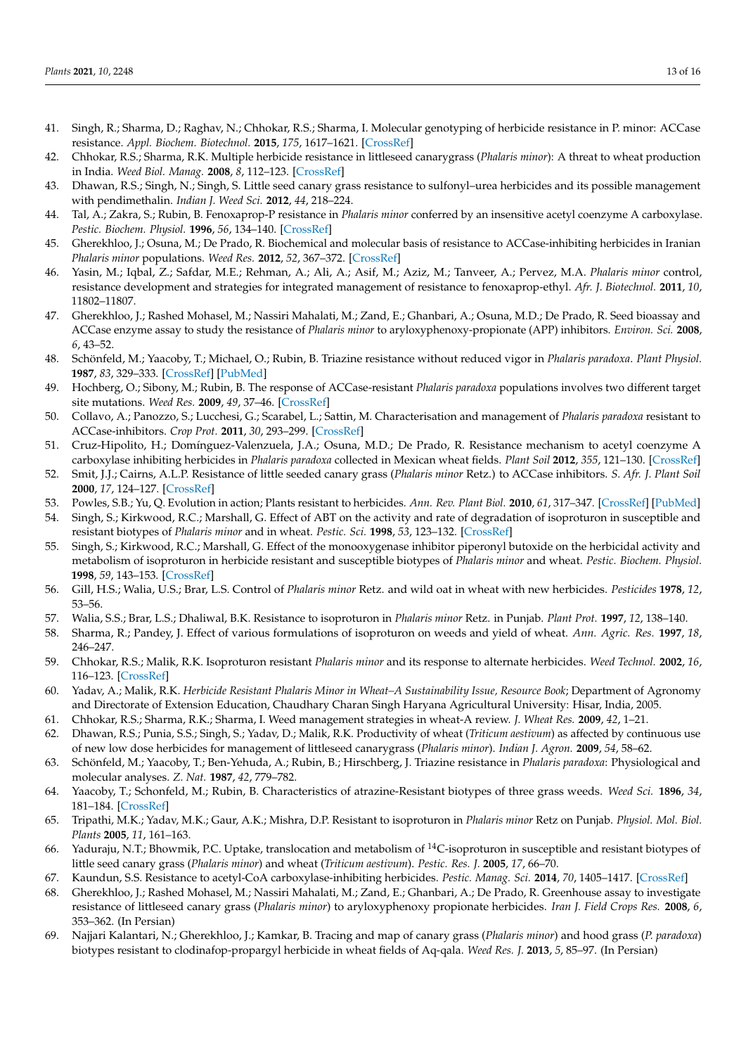41. Singh, R.; Sharma, D.; Raghav, N.; Chhokar, R.S.; Sharma, I. Molecular genotyping of herbicide resistance in P. minor: ACCase resistance. *Appl. Biochem. Biotechnol.* **2015**, *175*, 1617–1621. [CrossRef]
42. Chhokar, R.S.; Sharma, R.K. Multiple herbicide resistance in littleseed canarygrass (*Phalaris minor*): A threat to wheat production in India. *Weed Biol. Manag.* **2008**, *8*, 112–123. [CrossRef]
43. Dhawan, R.S.; Singh, N.; Singh, S. Little seed canary grass resistance to sulfonyl–urea herbicides and its possible management with pendimethalin. *Indian J. Weed Sci.* **2012**, *44*, 218–224.
44. Tal, A.; Zakra, S.; Rubin, B. Fenoxaprop-P resistance in *Phalaris minor* conferred by an insensitive acetyl coenzyme A carboxylase. *Pestic. Biochem. Physiol.* **1996**, *56*, 134–140. [CrossRef]
45. Gherekhloo, J.; Osuna, M.; De Prado, R. Biochemical and molecular basis of resistance to ACCase-inhibiting herbicides in Iranian *Phalaris minor* populations. *Weed Res.* **2012**, *52*, 367–372. [CrossRef]
46. Yasin, M.; Iqbal, Z.; Safdar, M.E.; Rehman, A.; Ali, A.; Asif, M.; Aziz, M.; Tanveer, A.; Pervez, M.A. *Phalaris minor* control, resistance development and strategies for integrated management of resistance to fenoxaprop-ethyl. *Afr. J. Biotechnol.* **2011**, *10*, 11802–11807.
47. Gherekhloo, J.; Rashed Mohasel, M.; Nassiri Mahalati, M.; Zand, E.; Ghanbari, A.; Osuna, M.D.; De Prado, R. Seed bioassay and ACCase enzyme assay to study the resistance of *Phalaris minor* to aryloxyphenoxy-propionate (APP) inhibitors. *Environ. Sci.* **2008**, *6*, 43–52.
48. Schönfeld, M.; Yaacoby, T.; Michael, O.; Rubin, B. Triazine resistance without reduced vigor in *Phalaris paradoxa*. *Plant Physiol.* **1987**, *83*, 329–333. [CrossRef] [PubMed]
49. Hochberg, O.; Sibony, M.; Rubin, B. The response of ACCase-resistant *Phalaris paradoxa* populations involves two different target site mutations. *Weed Res.* **2009**, *49*, 37–46. [CrossRef]
50. Collavo, A.; Panozzo, S.; Lucchesi, G.; Scarabel, L.; Sattin, M. Characterisation and management of *Phalaris paradoxa* resistant to ACCase-inhibitors. *Crop Prot.* **2011**, *30*, 293–299. [CrossRef]
51. Cruz-Hipolito, H.; Domínguez-Valenzuela, J.A.; Osuna, M.D.; De Prado, R. Resistance mechanism to acetyl coenzyme A carboxylase inhibiting herbicides in *Phalaris paradoxa* collected in Mexican wheat fields. *Plant Soil* **2012**, *355*, 121–130. [CrossRef]
52. Smit, J.J.; Cairns, A.L.P. Resistance of little seeded canary grass (*Phalaris minor* Retz.) to ACCase inhibitors. *S. Afr. J. Plant Soil* **2000**, *17*, 124–127. [CrossRef]
53. Powles, S.B.; Yu, Q. Evolution in action; Plants resistant to herbicides. *Ann. Rev. Plant Biol.* **2010**, *61*, 317–347. [CrossRef] [PubMed]
54. Singh, S.; Kirkwood, R.C.; Marshall, G. Effect of ABT on the activity and rate of degradation of isoproturon in susceptible and resistant biotypes of *Phalaris minor* and in wheat. *Pestic. Sci.* **1998**, *53*, 123–132. [CrossRef]
55. Singh, S.; Kirkwood, R.C.; Marshall, G. Effect of the monooxygenase inhibitor piperonyl butoxide on the herbicidal activity and metabolism of isoproturon in herbicide resistant and susceptible biotypes of *Phalaris minor* and wheat. *Pestic. Biochem. Physiol.* **1998**, *59*, 143–153. [CrossRef]
56. Gill, H.S.; Walia, U.S.; Brar, L.S. Control of *Phalaris minor* Retz. and wild oat in wheat with new herbicides. *Pesticides* **1978**, *12*, 53–56.
57. Walia, S.S.; Brar, L.S.; Dhaliwal, B.K. Resistance to isoproturon in *Phalaris minor* Retz. in Punjab. *Plant Prot.* **1997**, *12*, 138–140.
58. Sharma, R.; Pandey, J. Effect of various formulations of isoproturon on weeds and yield of wheat. *Ann. Agric. Res.* **1997**, *18*, 246–247.
59. Chhokar, R.S.; Malik, R.K. Isoproturon resistant *Phalaris minor* and its response to alternate herbicides. *Weed Technol.* **2002**, *16*, 116–123. [CrossRef]
60. Yadav, A.; Malik, R.K. *Herbicide Resistant Phalaris Minor in Wheat–A Sustainability Issue, Resource Book*; Department of Agronomy and Directorate of Extension Education, Chaudhary Charan Singh Haryana Agricultural University: Hisar, India, 2005.
61. Chhokar, R.S.; Sharma, R.K.; Sharma, I. Weed management strategies in wheat-A review. *J. Wheat Res.* **2009**, *42*, 1–21.
62. Dhawan, R.S.; Punia, S.S.; Singh, S.; Yadav, D.; Malik, R.K. Productivity of wheat (*Triticum aestivum*) as affected by continuous use of new low dose herbicides for management of littleseed canarygrass (*Phalaris minor*). *Indian J. Agron.* **2009**, *54*, 58–62.
63. Schönfeld, M.; Yaacoby, T.; Ben-Yehuda, A.; Rubin, B.; Hirschberg, J. Triazine resistance in *Phalaris paradoxa*: Physiological and molecular analyses. *Z. Nat.* **1987**, *42*, 779–782.
64. Yaacoby, T.; Schonfeld, M.; Rubin, B. Characteristics of atrazine-Resistant biotypes of three grass weeds. *Weed Sci.* **1896**, *34*, 181–184. [CrossRef]
65. Tripathi, M.K.; Yadav, M.K.; Gaur, A.K.; Mishra, D.P. Resistant to isoproturon in *Phalaris minor* Retz on Punjab. *Physiol. Mol. Biol. Plants* **2005**, *11*, 161–163.
66. Yaduraju, N.T.; Bhowmik, P.C. Uptake, translocation and metabolism of $^{14}$C-isoproturon in susceptible and resistant biotypes of little seed canary grass (*Phalaris minor*) and wheat (*Triticum aestivum*). *Pestic. Res. J.* **2005**, *17*, 66–70.
67. Kaundun, S.S. Resistance to acetyl-CoA carboxylase-inhibiting herbicides. *Pestic. Manag. Sci.* **2014**, *70*, 1405–1417. [CrossRef]
68. Gherekhloo, J.; Rashed Mohasel, M.; Nassiri Mahalati, M.; Zand, E.; Ghanbari, A.; De Prado, R. Greenhouse assay to investigate resistance of littleseed canary grass (*Phalaris minor*) to aryloxyphenoxy propionate herbicides. *Iran J. Field Crops Res.* **2008**, *6*, 353–362. (In Persian)
69. Najjari Kalantari, N.; Gherekhloo, J.; Kamkar, B. Tracing and map of canary grass (*Phalaris minor*) and hood grass (*P. paradoxa*) biotypes resistant to clodinafop-propargyl herbicide in wheat fields of Aq-qala. *Weed Res. J.* **2013**, *5*, 85–97. (In Persian)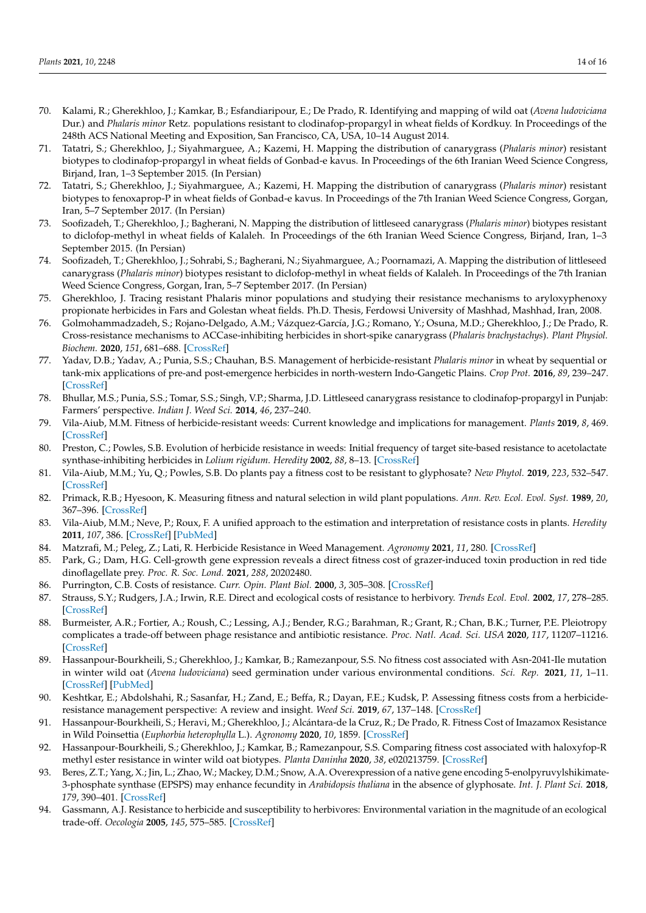70. Kalami, R.; Gherekhloo, J.; Kamkar, B.; Esfandiaripour, E.; De Prado, R. Identifying and mapping of wild oat (*Avena ludoviciana* Dur.) and *Phalaris minor* Retz. populations resistant to clodinafop-propargyl in wheat fields of Kordkuy. In Proceedings of the 248th ACS National Meeting and Exposition, San Francisco, CA, USA, 10–14 August 2014.
71. Tatatri, S.; Gherekhloo, J.; Siyahmarguee, A.; Kazemi, H. Mapping the distribution of canarygrass (*Phalaris minor*) resistant biotypes to clodinafop-propargyl in wheat fields of Gonbad-e kavus. In Proceedings of the 6th Iranian Weed Science Congress, Birjand, Iran, 1–3 September 2015. (In Persian)
72. Tatatri, S.; Gherekhloo, J.; Siyahmarguee, A.; Kazemi, H. Mapping the distribution of canarygrass (*Phalaris minor*) resistant biotypes to fenoxaprop-P in wheat fields of Gonbad-e kavus. In Proceedings of the 7th Iranian Weed Science Congress, Gorgan, Iran, 5–7 September 2017. (In Persian)
73. Soofizadeh, T.; Gherekhloo, J.; Bagherani, N. Mapping the distribution of littleseed canarygrass (*Phalaris minor*) biotypes resistant to diclofop-methyl in wheat fields of Kalaleh. In Proceedings of the 6th Iranian Weed Science Congress, Birjand, Iran, 1–3 September 2015. (In Persian)
74. Soofizadeh, T.; Gherekhloo, J.; Sohrabi, S.; Bagherani, N.; Siyahmarguee, A.; Poornamazi, A. Mapping the distribution of littleseed canarygrass (*Phalaris minor*) biotypes resistant to diclofop-methyl in wheat fields of Kalaleh. In Proceedings of the 7th Iranian Weed Science Congress, Gorgan, Iran, 5–7 September 2017. (In Persian)
75. Gherekhloo, J. Tracing resistant Phalaris minor populations and studying their resistance mechanisms to aryloxyphenoxy propionate herbicides in Fars and Golestan wheat fields. Ph.D. Thesis, Ferdowsi University of Mashhad, Mashhad, Iran, 2008.
76. Golmohammadzadeh, S.; Rojano-Delgado, A.M.; Vázquez-García, J.G.; Romano, Y.; Osuna, M.D.; Gherekhloo, J.; De Prado, R. Cross-resistance mechanisms to ACCase-inhibiting herbicides in short-spike canarygrass (*Phalaris brachystachys*). *Plant Physiol. Biochem.* **2020**, *151*, 681–688. [CrossRef]
77. Yadav, D.B.; Yadav, A.; Punia, S.S.; Chauhan, B.S. Management of herbicide-resistant *Phalaris minor* in wheat by sequential or tank-mix applications of pre-and post-emergence herbicides in north-western Indo-Gangetic Plains. *Crop Prot.* **2016**, *89*, 239–247. [CrossRef]
78. Bhullar, M.S.; Punia, S.S.; Tomar, S.S.; Singh, V.P.; Sharma, J.D. Littleseed canarygrass resistance to clodinafop-propargyl in Punjab: Farmers' perspective. *Indian J. Weed Sci.* **2014**, *46*, 237–240.
79. Vila-Aiub, M.M. Fitness of herbicide-resistant weeds: Current knowledge and implications for management. *Plants* **2019**, *8*, 469. [CrossRef]
80. Preston, C.; Powles, S.B. Evolution of herbicide resistance in weeds: Initial frequency of target site-based resistance to acetolactate synthase-inhibiting herbicides in *Lolium rigidum*. *Heredity* **2002**, *88*, 8–13. [CrossRef]
81. Vila-Aiub, M.M.; Yu, Q.; Powles, S.B. Do plants pay a fitness cost to be resistant to glyphosate? *New Phytol.* **2019**, *223*, 532–547. [CrossRef]
82. Primack, R.B.; Hyesoon, K. Measuring fitness and natural selection in wild plant populations. *Ann. Rev. Ecol. Evol. Syst.* **1989**, *20*, 367–396. [CrossRef]
83. Vila-Aiub, M.M.; Neve, P.; Roux, F. A unified approach to the estimation and interpretation of resistance costs in plants. *Heredity* **2011**, *107*, 386. [CrossRef] [PubMed]
84. Matzrafi, M.; Peleg, Z.; Lati, R. Herbicide Resistance in Weed Management. *Agronomy* **2021**, *11*, 280. [CrossRef]
85. Park, G.; Dam, H.G. Cell-growth gene expression reveals a direct fitness cost of grazer-induced toxin production in red tide dinoflagellate prey. *Proc. R. Soc. Lond.* **2021**, *288*, 20202480.
86. Purrington, C.B. Costs of resistance. *Curr. Opin. Plant Biol.* **2000**, *3*, 305–308. [CrossRef]
87. Strauss, S.Y.; Rudgers, J.A.; Irwin, R.E. Direct and ecological costs of resistance to herbivory. *Trends Ecol. Evol.* **2002**, *17*, 278–285. [CrossRef]
88. Burmeister, A.R.; Fortier, A.; Roush, C.; Lessing, A.J.; Bender, R.G.; Barahman, R.; Grant, R.; Chan, B.K.; Turner, P.E. Pleiotropy complicates a trade-off between phage resistance and antibiotic resistance. *Proc. Natl. Acad. Sci. USA* **2020**, *117*, 11207–11216. [CrossRef]
89. Hassanpour-Bourkheili, S.; Gherekhloo, J.; Kamkar, B.; Ramezanpour, S.S. No fitness cost associated with Asn-2041-Ile mutation in winter wild oat (*Avena ludoviciana*) seed germination under various environmental conditions. *Sci. Rep.* **2021**, *11*, 1–11. [CrossRef] [PubMed]
90. Keshtkar, E.; Abdolshahi, R.; Sasanfar, H.; Zand, E.; Beffa, R.; Dayan, F.E.; Kudsk, P. Assessing fitness costs from a herbicide-resistance management perspective: A review and insight. *Weed Sci.* **2019**, *67*, 137–148. [CrossRef]
91. Hassanpour-Bourkheili, S.; Heravi, M.; Gherekhloo, J.; Alcántara-de la Cruz, R.; De Prado, R. Fitness Cost of Imazamox Resistance in Wild Poinsettia (*Euphorbia heterophylla* L.). *Agronomy* **2020**, *10*, 1859. [CrossRef]
92. Hassanpour-Bourkheili, S.; Gherekhloo, J.; Kamkar, B.; Ramezanpour, S.S. Comparing fitness cost associated with haloxyfop-R methyl ester resistance in winter wild oat biotypes. *Planta Daninha* **2020**, *38*, e020213759. [CrossRef]
93. Beres, Z.T.; Yang, X.; Jin, L.; Zhao, W.; Mackey, D.M.; Snow, A.A. Overexpression of a native gene encoding 5-enolpyruvylshikimate-3-phosphate synthase (EPSPS) may enhance fecundity in *Arabidopsis thaliana* in the absence of glyphosate. *Int. J. Plant Sci.* **2018**, *179*, 390–401. [CrossRef]
94. Gassmann, A.J. Resistance to herbicide and susceptibility to herbivores: Environmental variation in the magnitude of an ecological trade-off. *Oecologia* **2005**, *145*, 575–585. [CrossRef]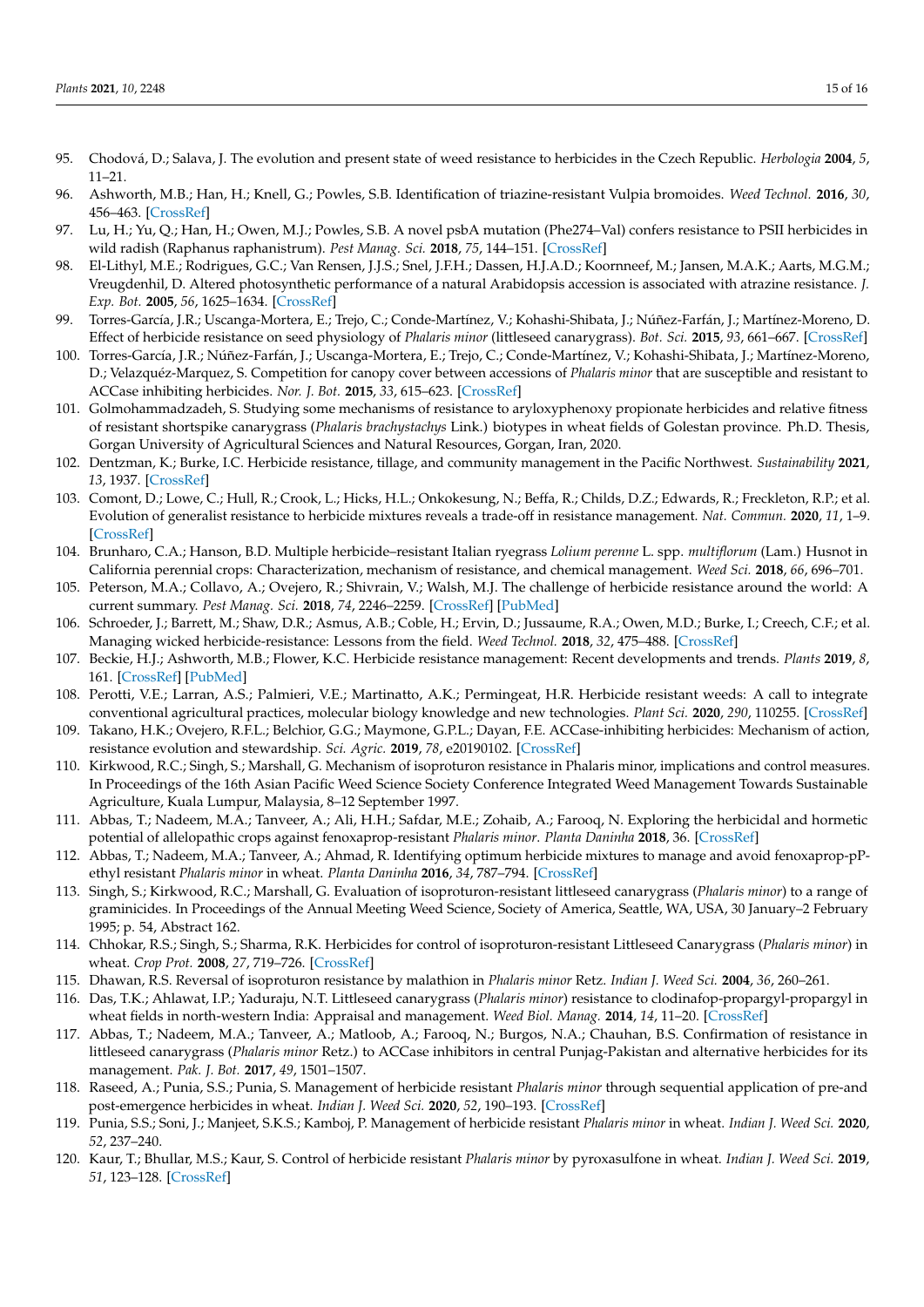95. Chodová, D.; Salava, J. The evolution and present state of weed resistance to herbicides in the Czech Republic. *Herbologia* **2004**, *5*, 11–21.
96. Ashworth, M.B.; Han, H.; Knell, G.; Powles, S.B. Identification of triazine-resistant Vulpia bromoides. *Weed Technol.* **2016**, *30*, 456–463. [CrossRef]
97. Lu, H.; Yu, Q.; Han, H.; Owen, M.J.; Powles, S.B. A novel psbA mutation (Phe274–Val) confers resistance to PSII herbicides in wild radish (Raphanus raphanistrum). *Pest Manag. Sci.* **2018**, *75*, 144–151. [CrossRef]
98. El-Lithyl, M.E.; Rodrigues, G.C.; Van Rensen, J.J.S.; Snel, J.F.H.; Dassen, H.J.A.D.; Koornneef, M.; Jansen, M.A.K.; Aarts, M.G.M.; Vreugdenhil, D. Altered photosynthetic performance of a natural Arabidopsis accession is associated with atrazine resistance. *J. Exp. Bot.* **2005**, *56*, 1625–1634. [CrossRef]
99. Torres-García, J.R.; Uscanga-Mortera, E.; Trejo, C.; Conde-Martínez, V.; Kohashi-Shibata, J.; Núñez-Farfán, J.; Martínez-Moreno, D. Effect of herbicide resistance on seed physiology of *Phalaris minor* (littleseed canarygrass). *Bot. Sci.* **2015**, *93*, 661–667. [CrossRef]
100. Torres-García, J.R.; Núñez-Farfán, J.; Uscanga-Mortera, E.; Trejo, C.; Conde-Martínez, V.; Kohashi-Shibata, J.; Martínez-Moreno, D.; Velazquéz-Marquez, S. Competition for canopy cover between accessions of *Phalaris minor* that are susceptible and resistant to ACCase inhibiting herbicides. *Nor. J. Bot.* **2015**, *33*, 615–623. [CrossRef]
101. Golmohammadzadeh, S. Studying some mechanisms of resistance to aryloxyphenoxy propionate herbicides and relative fitness of resistant shortspike canarygrass (*Phalaris brachystachys* Link.) biotypes in wheat fields of Golestan province. Ph.D. Thesis, Gorgan University of Agricultural Sciences and Natural Resources, Gorgan, Iran, 2020.
102. Dentzman, K.; Burke, I.C. Herbicide resistance, tillage, and community management in the Pacific Northwest. *Sustainability* **2021**, *13*, 1937. [CrossRef]
103. Comont, D.; Lowe, C.; Hull, R.; Crook, L.; Hicks, H.L.; Onkokesung, N.; Beffa, R.; Childs, D.Z.; Edwards, R.; Freckleton, R.P.; et al. Evolution of generalist resistance to herbicide mixtures reveals a trade-off in resistance management. *Nat. Commun.* **2020**, *11*, 1–9. [CrossRef]
104. Brunharo, C.A.; Hanson, B.D. Multiple herbicide–resistant Italian ryegrass *Lolium perenne* L. spp. *multiflorum* (Lam.) Husnot in California perennial crops: Characterization, mechanism of resistance, and chemical management. *Weed Sci.* **2018**, *66*, 696–701.
105. Peterson, M.A.; Collavo, A.; Ovejero, R.; Shivrain, V.; Walsh, M.J. The challenge of herbicide resistance around the world: A current summary. *Pest Manag. Sci.* **2018**, *74*, 2246–2259. [CrossRef] [PubMed]
106. Schroeder, J.; Barrett, M.; Shaw, D.R.; Asmus, A.B.; Coble, H.; Ervin, D.; Jussaume, R.A.; Owen, M.D.; Burke, I.; Creech, C.F.; et al. Managing wicked herbicide-resistance: Lessons from the field. *Weed Technol.* **2018**, *32*, 475–488. [CrossRef]
107. Beckie, H.J.; Ashworth, M.B.; Flower, K.C. Herbicide resistance management: Recent developments and trends. *Plants* **2019**, *8*, 161. [CrossRef] [PubMed]
108. Perotti, V.E.; Larran, A.S.; Palmieri, V.E.; Martinatto, A.K.; Permingeat, H.R. Herbicide resistant weeds: A call to integrate conventional agricultural practices, molecular biology knowledge and new technologies. *Plant Sci.* **2020**, *290*, 110255. [CrossRef]
109. Takano, H.K.; Ovejero, R.F.L.; Belchior, G.G.; Maymone, G.P.L.; Dayan, F.E. ACCase-inhibiting herbicides: Mechanism of action, resistance evolution and stewardship. *Sci. Agric.* **2019**, *78*, e20190102. [CrossRef]
110. Kirkwood, R.C.; Singh, S.; Marshall, G. Mechanism of isoproturon resistance in Phalaris minor, implications and control measures. In Proceedings of the 16th Asian Pacific Weed Science Society Conference Integrated Weed Management Towards Sustainable Agriculture, Kuala Lumpur, Malaysia, 8–12 September 1997.
111. Abbas, T.; Nadeem, M.A.; Tanveer, A.; Ali, H.H.; Safdar, M.E.; Zohaib, A.; Farooq, N. Exploring the herbicidal and hormetic potential of allelopathic crops against fenoxaprop-resistant *Phalaris minor*. *Planta Daninha* **2018**, 36. [CrossRef]
112. Abbas, T.; Nadeem, M.A.; Tanveer, A.; Ahmad, R. Identifying optimum herbicide mixtures to manage and avoid fenoxaprop-pP-ethyl resistant *Phalaris minor* in wheat. *Planta Daninha* **2016**, *34*, 787–794. [CrossRef]
113. Singh, S.; Kirkwood, R.C.; Marshall, G. Evaluation of isoproturon-resistant littleseed canarygrass (*Phalaris minor*) to a range of graminicides. In Proceedings of the Annual Meeting Weed Science, Society of America, Seattle, WA, USA, 30 January–2 February 1995; p. 54, Abstract 162.
114. Chhokar, R.S.; Singh, S.; Sharma, R.K. Herbicides for control of isoproturon-resistant Littleseed Canarygrass (*Phalaris minor*) in wheat. *Crop Prot.* **2008**, *27*, 719–726. [CrossRef]
115. Dhawan, R.S. Reversal of isoproturon resistance by malathion in *Phalaris minor* Retz. *Indian J. Weed Sci.* **2004**, *36*, 260–261.
116. Das, T.K.; Ahlawat, I.P.; Yaduraju, N.T. Littleseed canarygrass (*Phalaris minor*) resistance to clodinafop-propargyl-propargyl in wheat fields in north-western India: Appraisal and management. *Weed Biol. Manag.* **2014**, *14*, 11–20. [CrossRef]
117. Abbas, T.; Nadeem, M.A.; Tanveer, A.; Matloob, A.; Farooq, N.; Burgos, N.A.; Chauhan, B.S. Confirmation of resistance in littleseed canarygrass (*Phalaris minor* Retz.) to ACCase inhibitors in central Punjag-Pakistan and alternative herbicides for its management. *Pak. J. Bot.* **2017**, *49*, 1501–1507.
118. Raseed, A.; Punia, S.S.; Punia, S. Management of herbicide resistant *Phalaris minor* through sequential application of pre-and post-emergence herbicides in wheat. *Indian J. Weed Sci.* **2020**, *52*, 190–193. [CrossRef]
119. Punia, S.S.; Soni, J.; Manjeet, S.K.S.; Kamboj, P. Management of herbicide resistant *Phalaris minor* in wheat. *Indian J. Weed Sci.* **2020**, *52*, 237–240.
120. Kaur, T.; Bhullar, M.S.; Kaur, S. Control of herbicide resistant *Phalaris minor* by pyroxasulfone in wheat. *Indian J. Weed Sci.* **2019**, *51*, 123–128. [CrossRef]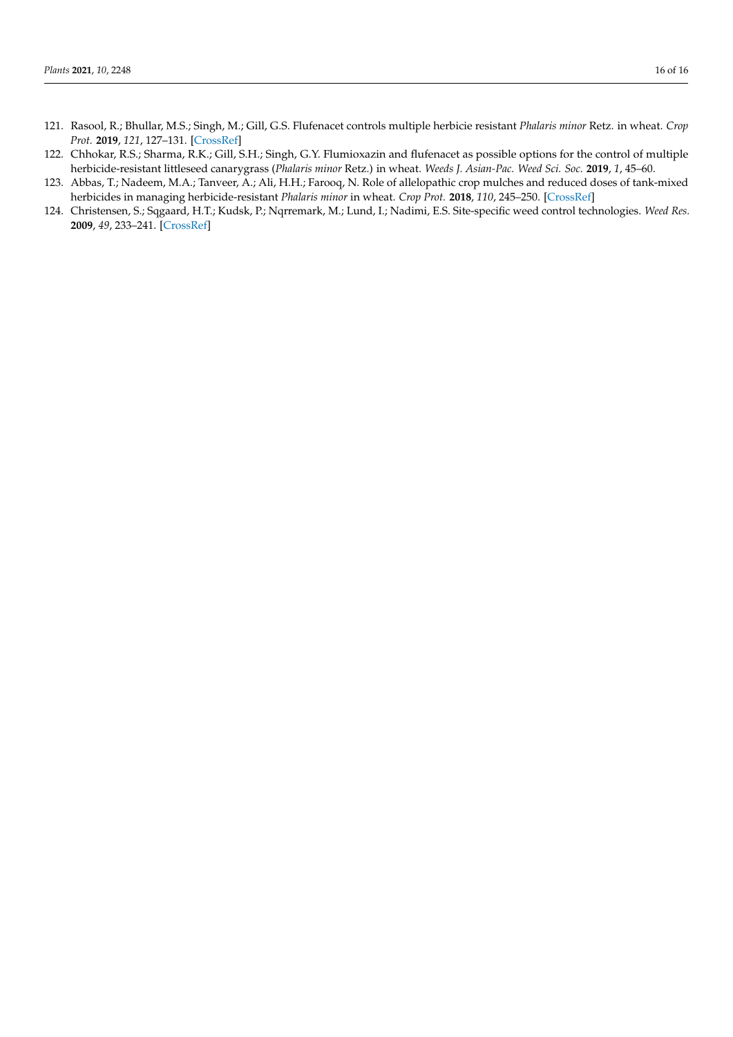121. Rasool, R.; Bhullar, M.S.; Singh, M.; Gill, G.S. Flufenacet controls multiple herbicie resistant *Phalaris minor* Retz. in wheat. *Crop Prot.* **2019**, *121*, 127–131. [CrossRef]
122. Chhokar, R.S.; Sharma, R.K.; Gill, S.H.; Singh, G.Y. Flumioxazin and flufenacet as possible options for the control of multiple herbicide-resistant littleseed canarygrass (*Phalaris minor* Retz.) in wheat. *Weeds J. Asian-Pac. Weed Sci. Soc.* **2019**, *1*, 45–60.
123. Abbas, T.; Nadeem, M.A.; Tanveer, A.; Ali, H.H.; Farooq, N. Role of allelopathic crop mulches and reduced doses of tank-mixed herbicides in managing herbicide-resistant *Phalaris minor* in wheat. *Crop Prot.* **2018**, *110*, 245–250. [CrossRef]
124. Christensen, S.; Sqgaard, H.T.; Kudsk, P.; Nqrremark, M.; Lund, I.; Nadimi, E.S. Site-specific weed control technologies. *Weed Res.* **2009**, *49*, 233–241. [CrossRef]